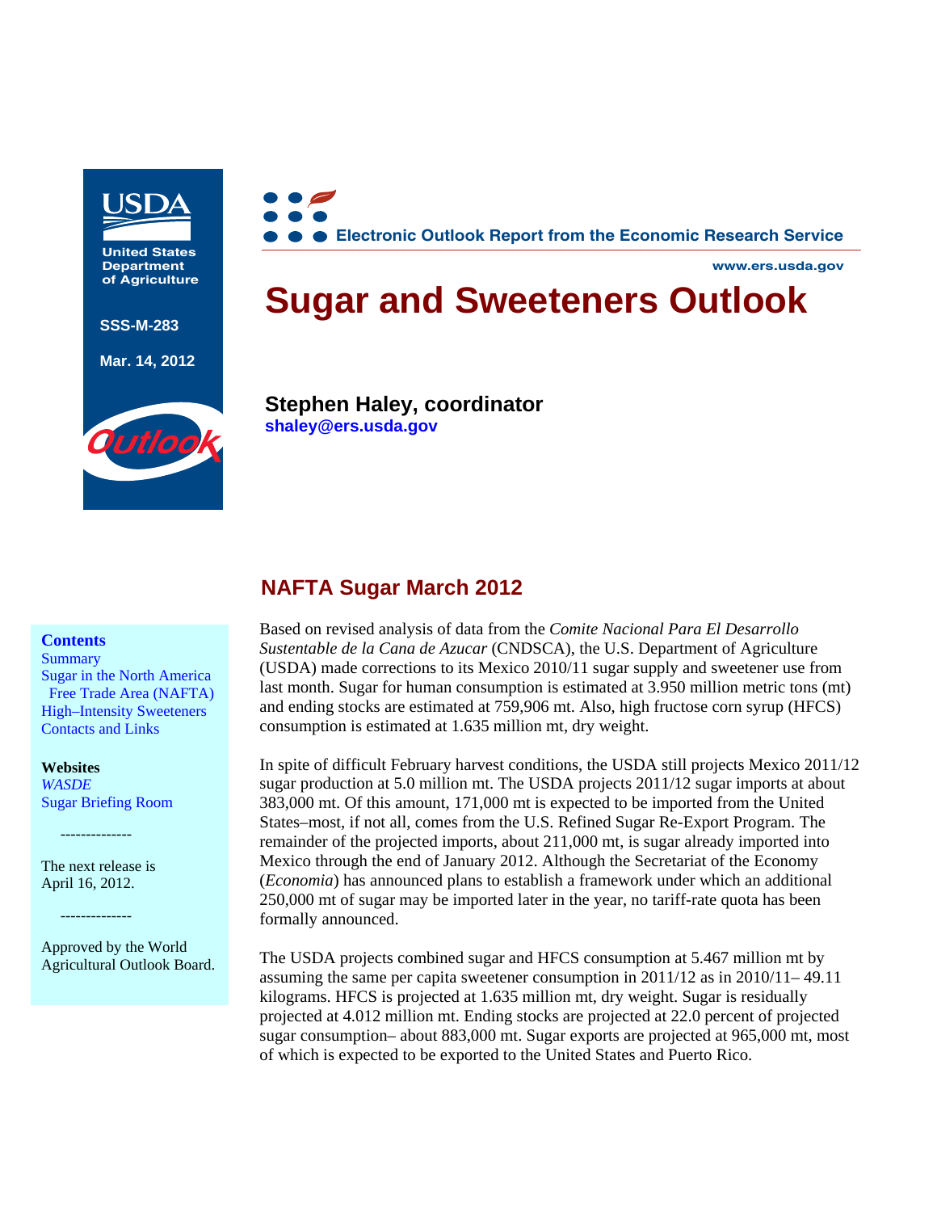United States Department of Agriculture

SSS-M-283

Mar. 14, 2012

Electronic Outlook Report from the Economic Research Service

www.ers.usda.gov

# Sugar and Sweeteners Outlook

**Stephen Haley, coordinator**
shaley@ers.usda.gov

**Contents**
Summary
Sugar in the North America Free Trade Area (NAFTA)
High–Intensity Sweeteners
Contacts and Links

**Websites**
*WASDE*
Sugar Briefing Room

--------------

The next release is April 16, 2012.

--------------

Approved by the World Agricultural Outlook Board.

## NAFTA Sugar March 2012

Based on revised analysis of data from the *Comite Nacional Para El Desarrollo Sustentable de la Cana de Azucar* (CNDSCA), the U.S. Department of Agriculture (USDA) made corrections to its Mexico 2010/11 sugar supply and sweetener use from last month. Sugar for human consumption is estimated at 3.950 million metric tons (mt) and ending stocks are estimated at 759,906 mt. Also, high fructose corn syrup (HFCS) consumption is estimated at 1.635 million mt, dry weight.

In spite of difficult February harvest conditions, the USDA still projects Mexico 2011/12 sugar production at 5.0 million mt. The USDA projects 2011/12 sugar imports at about 383,000 mt. Of this amount, 171,000 mt is expected to be imported from the United States–most, if not all, comes from the U.S. Refined Sugar Re-Export Program. The remainder of the projected imports, about 211,000 mt, is sugar already imported into Mexico through the end of January 2012. Although the Secretariat of the Economy (*Economia*) has announced plans to establish a framework under which an additional 250,000 mt of sugar may be imported later in the year, no tariff-rate quota has been formally announced.

The USDA projects combined sugar and HFCS consumption at 5.467 million mt by assuming the same per capita sweetener consumption in 2011/12 as in 2010/11– 49.11 kilograms. HFCS is projected at 1.635 million mt, dry weight. Sugar is residually projected at 4.012 million mt. Ending stocks are projected at 22.0 percent of projected sugar consumption– about 883,000 mt. Sugar exports are projected at 965,000 mt, most of which is expected to be exported to the United States and Puerto Rico.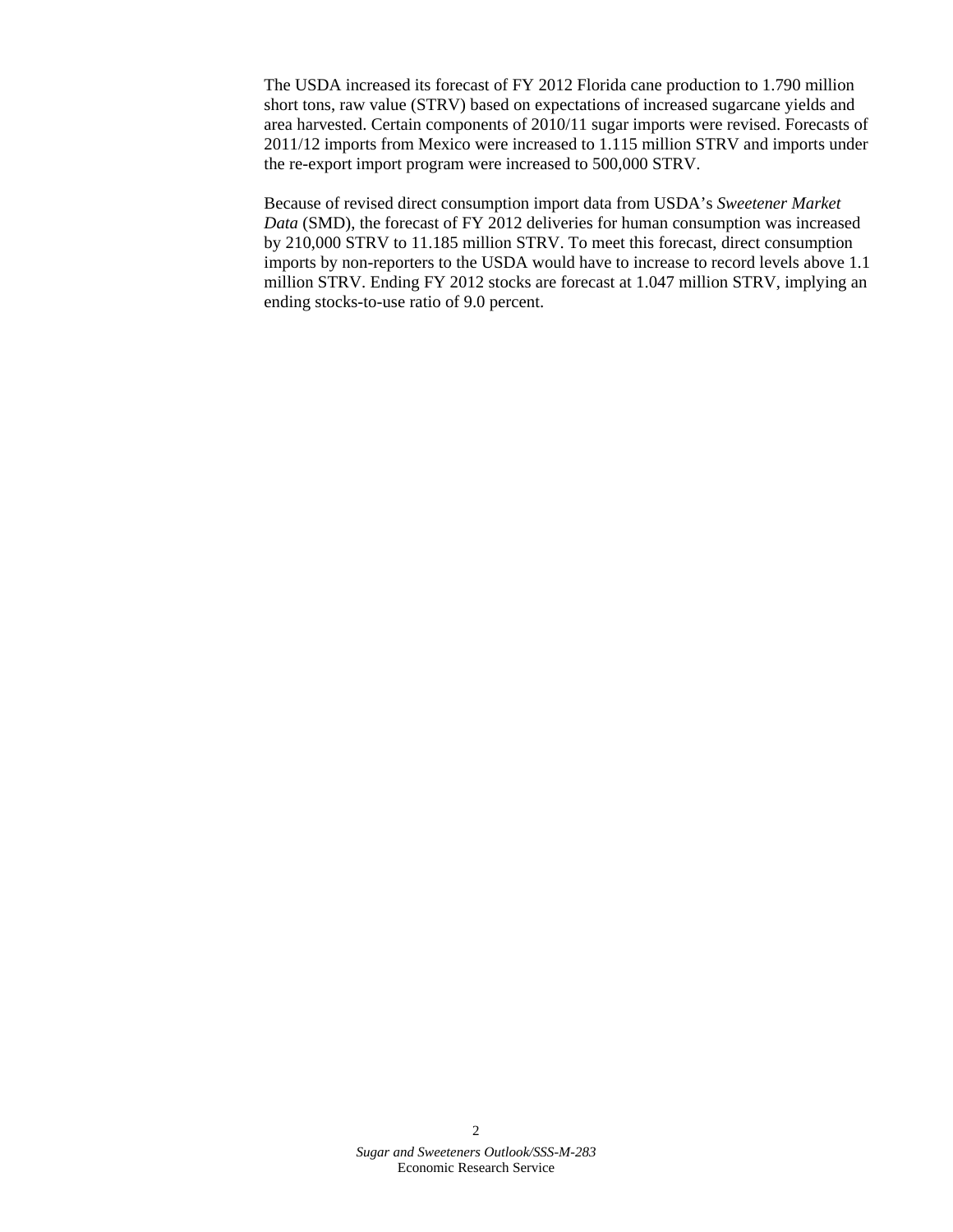The USDA increased its forecast of FY 2012 Florida cane production to 1.790 million short tons, raw value (STRV) based on expectations of increased sugarcane yields and area harvested. Certain components of 2010/11 sugar imports were revised. Forecasts of 2011/12 imports from Mexico were increased to 1.115 million STRV and imports under the re-export import program were increased to 500,000 STRV.

Because of revised direct consumption import data from USDA's *Sweetener Market Data* (SMD), the forecast of FY 2012 deliveries for human consumption was increased by 210,000 STRV to 11.185 million STRV. To meet this forecast, direct consumption imports by non-reporters to the USDA would have to increase to record levels above 1.1 million STRV. Ending FY 2012 stocks are forecast at 1.047 million STRV, implying an ending stocks-to-use ratio of 9.0 percent.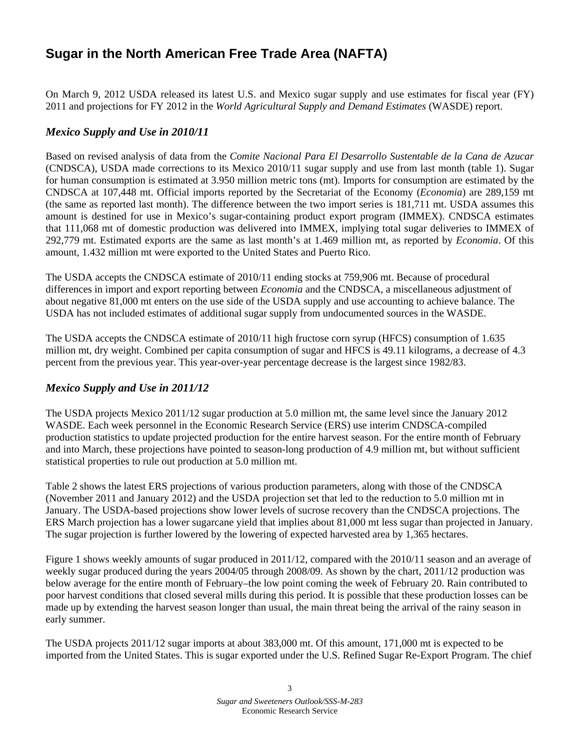# Sugar in the North American Free Trade Area (NAFTA)

On March 9, 2012 USDA released its latest U.S. and Mexico sugar supply and use estimates for fiscal year (FY) 2011 and projections for FY 2012 in the *World Agricultural Supply and Demand Estimates* (WASDE) report.

## *Mexico Supply and Use in 2010/11*

Based on revised analysis of data from the *Comite Nacional Para El Desarrollo Sustentable de la Cana de Azucar* (CNDSCA), USDA made corrections to its Mexico 2010/11 sugar supply and use from last month (table 1). Sugar for human consumption is estimated at 3.950 million metric tons (mt). Imports for consumption are estimated by the CNDSCA at 107,448 mt. Official imports reported by the Secretariat of the Economy (*Economia*) are 289,159 mt (the same as reported last month). The difference between the two import series is 181,711 mt. USDA assumes this amount is destined for use in Mexico's sugar-containing product export program (IMMEX). CNDSCA estimates that 111,068 mt of domestic production was delivered into IMMEX, implying total sugar deliveries to IMMEX of 292,779 mt. Estimated exports are the same as last month's at 1.469 million mt, as reported by *Economia*. Of this amount, 1.432 million mt were exported to the United States and Puerto Rico.

The USDA accepts the CNDSCA estimate of 2010/11 ending stocks at 759,906 mt. Because of procedural differences in import and export reporting between *Economia* and the CNDSCA, a miscellaneous adjustment of about negative 81,000 mt enters on the use side of the USDA supply and use accounting to achieve balance. The USDA has not included estimates of additional sugar supply from undocumented sources in the WASDE.

The USDA accepts the CNDSCA estimate of 2010/11 high fructose corn syrup (HFCS) consumption of 1.635 million mt, dry weight. Combined per capita consumption of sugar and HFCS is 49.11 kilograms, a decrease of 4.3 percent from the previous year. This year-over-year percentage decrease is the largest since 1982/83.

## *Mexico Supply and Use in 2011/12*

The USDA projects Mexico 2011/12 sugar production at 5.0 million mt, the same level since the January 2012 WASDE. Each week personnel in the Economic Research Service (ERS) use interim CNDSCA-compiled production statistics to update projected production for the entire harvest season. For the entire month of February and into March, these projections have pointed to season-long production of 4.9 million mt, but without sufficient statistical properties to rule out production at 5.0 million mt.

Table 2 shows the latest ERS projections of various production parameters, along with those of the CNDSCA (November 2011 and January 2012) and the USDA projection set that led to the reduction to 5.0 million mt in January. The USDA-based projections show lower levels of sucrose recovery than the CNDSCA projections. The ERS March projection has a lower sugarcane yield that implies about 81,000 mt less sugar than projected in January. The sugar projection is further lowered by the lowering of expected harvested area by 1,365 hectares.

Figure 1 shows weekly amounts of sugar produced in 2011/12, compared with the 2010/11 season and an average of weekly sugar produced during the years 2004/05 through 2008/09. As shown by the chart, 2011/12 production was below average for the entire month of February–the low point coming the week of February 20. Rain contributed to poor harvest conditions that closed several mills during this period. It is possible that these production losses can be made up by extending the harvest season longer than usual, the main threat being the arrival of the rainy season in early summer.

The USDA projects 2011/12 sugar imports at about 383,000 mt. Of this amount, 171,000 mt is expected to be imported from the United States. This is sugar exported under the U.S. Refined Sugar Re-Export Program. The chief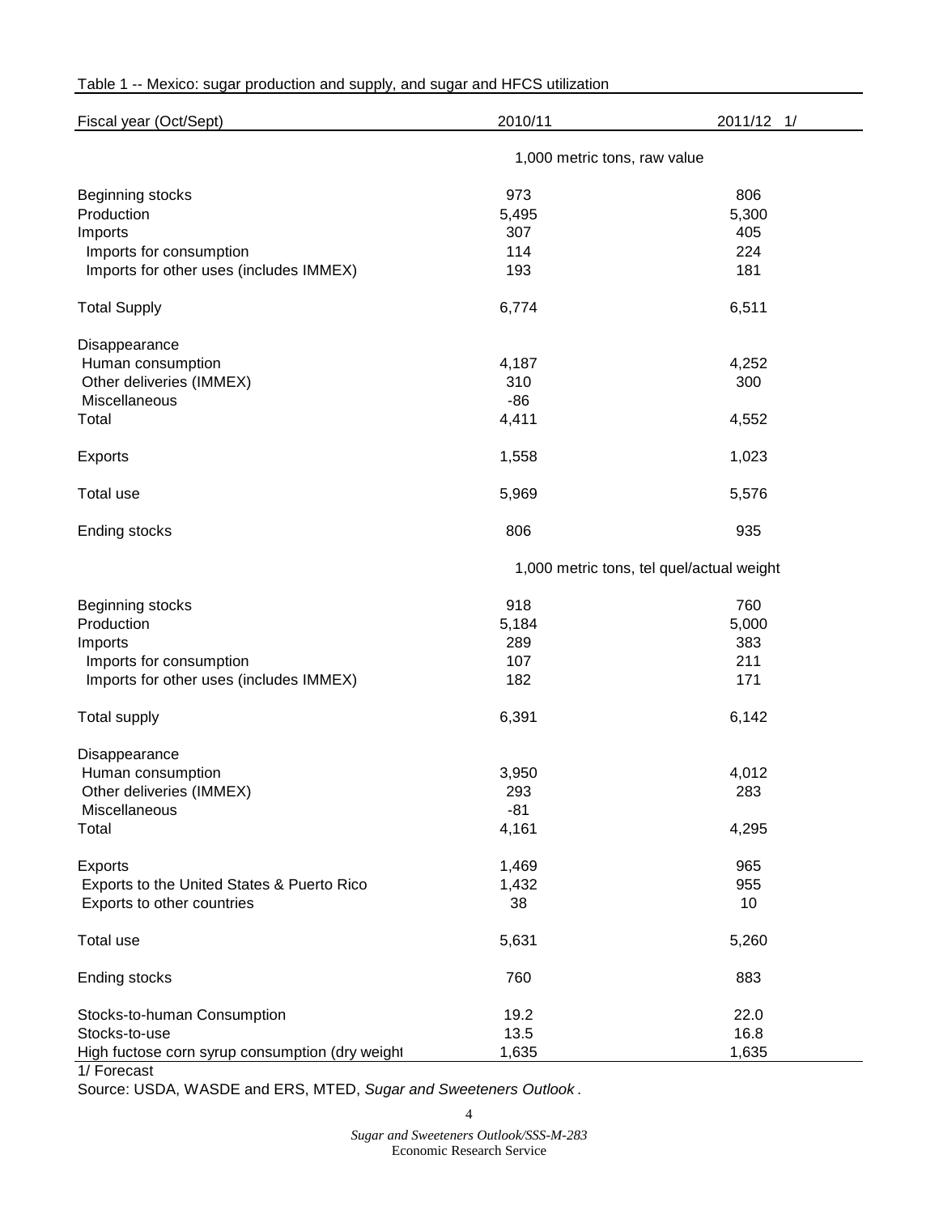Table 1 -- Mexico: sugar production and supply, and sugar and HFCS utilization

| Fiscal year (Oct/Sept) | 2010/11 | 2011/12 1/ |
|---|---|---|
| | 1,000 metric tons, raw value | |
| Beginning stocks | 973 | 806 |
| Production | 5,495 | 5,300 |
| Imports | 307 | 405 |
| Imports for consumption | 114 | 224 |
| Imports for other uses (includes IMMEX) | 193 | 181 |
| Total Supply | 6,774 | 6,511 |
| Disappearance | | |
| Human consumption | 4,187 | 4,252 |
| Other deliveries (IMMEX) | 310 | 300 |
| Miscellaneous | -86 | |
| Total | 4,411 | 4,552 |
| Exports | 1,558 | 1,023 |
| Total use | 5,969 | 5,576 |
| Ending stocks | 806 | 935 |
| | 1,000 metric tons, tel quel/actual weight | |
| Beginning stocks | 918 | 760 |
| Production | 5,184 | 5,000 |
| Imports | 289 | 383 |
| Imports for consumption | 107 | 211 |
| Imports for other uses (includes IMMEX) | 182 | 171 |
| Total supply | 6,391 | 6,142 |
| Disappearance | | |
| Human consumption | 3,950 | 4,012 |
| Other deliveries (IMMEX) | 293 | 283 |
| Miscellaneous | -81 | |
| Total | 4,161 | 4,295 |
| Exports | 1,469 | 965 |
| Exports to the United States & Puerto Rico | 1,432 | 955 |
| Exports to other countries | 38 | 10 |
| Total use | 5,631 | 5,260 |
| Ending stocks | 760 | 883 |
| Stocks-to-human Consumption | 19.2 | 22.0 |
| Stocks-to-use | 13.5 | 16.8 |
| High fuctose corn syrup consumption (dry weight | 1,635 | 1,635 |

1/ Forecast

Source: USDA, WASDE and ERS, MTED, *Sugar and Sweeteners Outlook*.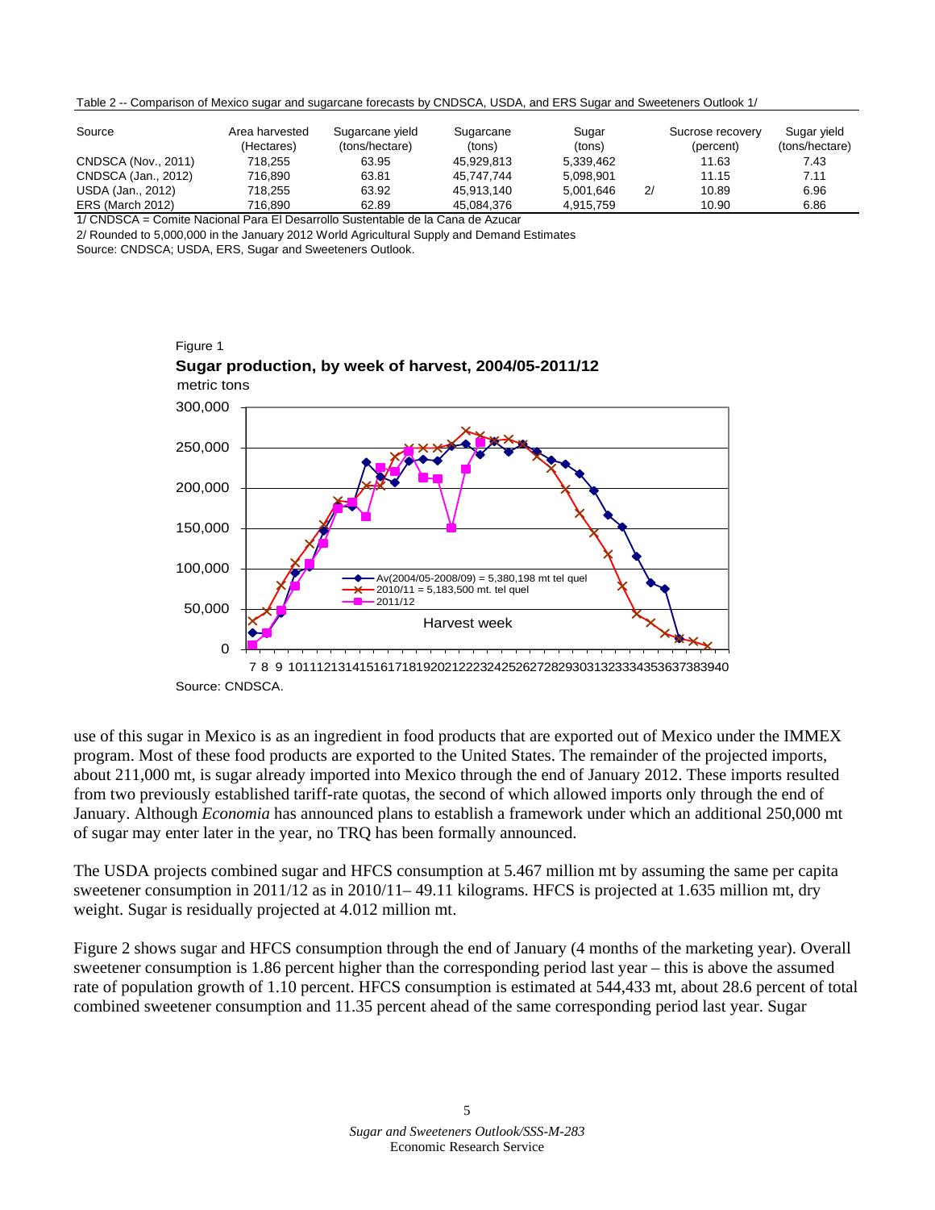Table 2 -- Comparison of Mexico sugar and sugarcane forecasts by CNDSCA, USDA, and ERS Sugar and Sweeteners Outlook 1/

| Source | Area harvested (Hectares) | Sugarcane yield (tons/hectare) | Sugarcane (tons) | Sugar (tons) | | Sucrose recovery (percent) | Sugar yield (tons/hectare) |
|---|---|---|---|---|---|---|---|
| CNDSCA (Nov., 2011) | 718,255 | 63.95 | 45,929,813 | 5,339,462 | | 11.63 | 7.43 |
| CNDSCA (Jan., 2012) | 716,890 | 63.81 | 45,747,744 | 5,098,901 | | 11.15 | 7.11 |
| USDA (Jan., 2012) | 718,255 | 63.92 | 45,913,140 | 5,001,646 | 2/ | 10.89 | 6.96 |
| ERS (March 2012) | 716,890 | 62.89 | 45,084,376 | 4,915,759 | | 10.90 | 6.86 |

1/ CNDSCA = Comite Nacional Para El Desarrollo Sustentable de la Cana de Azucar

2/ Rounded to 5,000,000 in the January 2012 World Agricultural Supply and Demand Estimates

Source: CNDSCA; USDA, ERS, Sugar and Sweeteners Outlook.

Figure 1

**Sugar production, by week of harvest, 2004/05-2011/12**

metric tons

300,000
250,000
200,000
150,000
100,000
50,000
0

Av(2004/05-2008/09) = 5,380,198 mt tel quel
2010/11 = 5,183,500 mt. tel quel
2011/12

Harvest week

7 8 9 10 11 12 13 14 15 16 17 18 19 20 21 22 23 24 25 26 27 28 29 30 31 32 33 34 35 36 37 38 39 40

Source: CNDSCA.

use of this sugar in Mexico is as an ingredient in food products that are exported out of Mexico under the IMMEX program. Most of these food products are exported to the United States. The remainder of the projected imports, about 211,000 mt, is sugar already imported into Mexico through the end of January 2012. These imports resulted from two previously established tariff-rate quotas, the second of which allowed imports only through the end of January. Although *Economia* has announced plans to establish a framework under which an additional 250,000 mt of sugar may enter later in the year, no TRQ has been formally announced.

The USDA projects combined sugar and HFCS consumption at 5.467 million mt by assuming the same per capita sweetener consumption in 2011/12 as in 2010/11– 49.11 kilograms. HFCS is projected at 1.635 million mt, dry weight. Sugar is residually projected at 4.012 million mt.

Figure 2 shows sugar and HFCS consumption through the end of January (4 months of the marketing year). Overall sweetener consumption is 1.86 percent higher than the corresponding period last year – this is above the assumed rate of population growth of 1.10 percent. HFCS consumption is estimated at 544,433 mt, about 28.6 percent of total combined sweetener consumption and 11.35 percent ahead of the same corresponding period last year. Sugar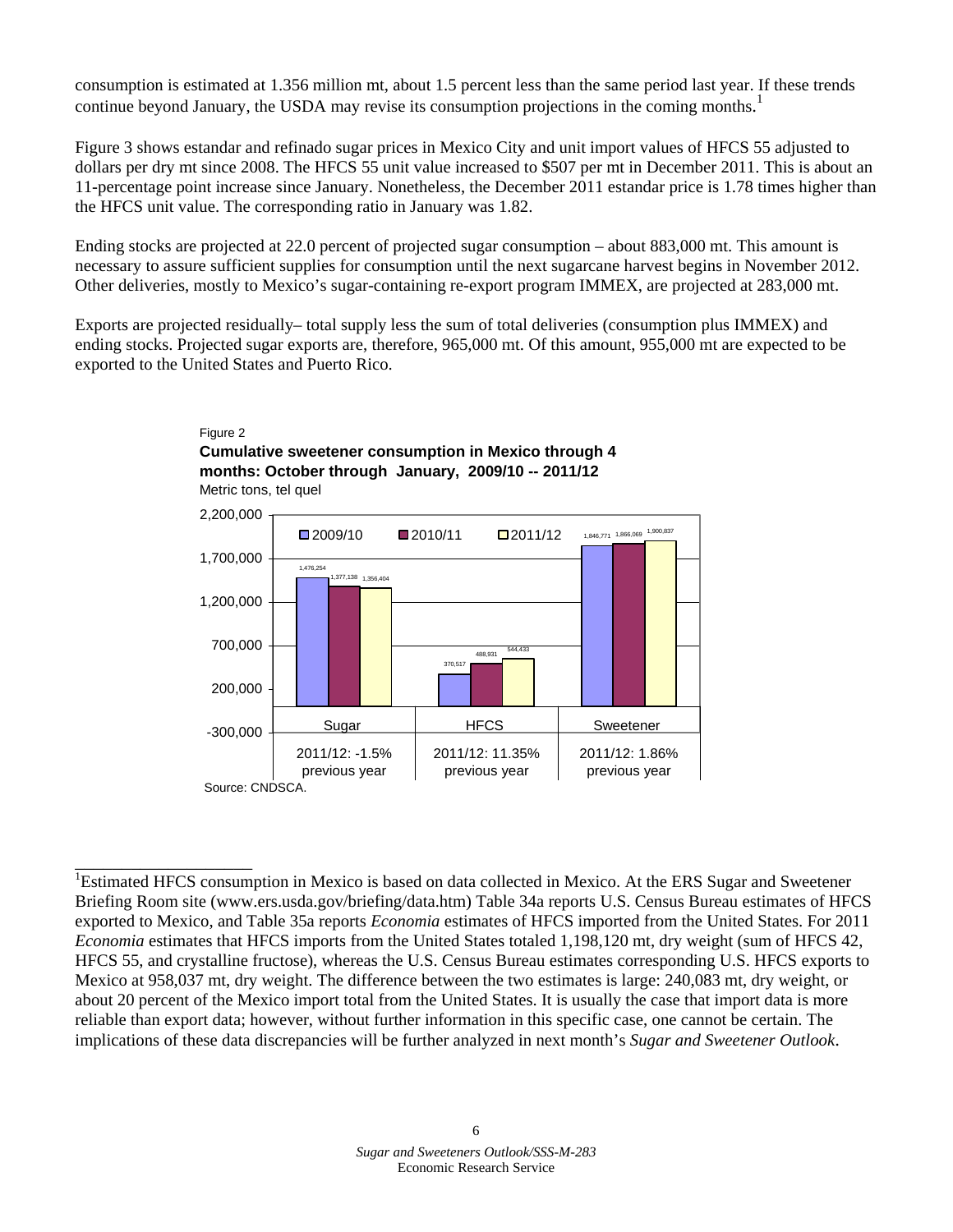consumption is estimated at 1.356 million mt, about 1.5 percent less than the same period last year. If these trends continue beyond January, the USDA may revise its consumption projections in the coming months.[1]

Figure 3 shows estandar and refinado sugar prices in Mexico City and unit import values of HFCS 55 adjusted to dollars per dry mt since 2008. The HFCS 55 unit value increased to $507 per mt in December 2011. This is about an 11-percentage point increase since January. Nonetheless, the December 2011 estandar price is 1.78 times higher than the HFCS unit value. The corresponding ratio in January was 1.82.

Ending stocks are projected at 22.0 percent of projected sugar consumption – about 883,000 mt. This amount is necessary to assure sufficient supplies for consumption until the next sugarcane harvest begins in November 2012. Other deliveries, mostly to Mexico's sugar-containing re-export program IMMEX, are projected at 283,000 mt.

Exports are projected residually– total supply less the sum of total deliveries (consumption plus IMMEX) and ending stocks. Projected sugar exports are, therefore, 965,000 mt. Of this amount, 955,000 mt are expected to be exported to the United States and Puerto Rico.

Figure 2

**Cumulative sweetener consumption in Mexico through 4 months: October through January, 2009/10 -- 2011/12**

Metric tons, tel quel

2,200,000
1,700,000
1,200,000
700,000
200,000
-300,000

2009/10 2010/11 2011/12

1,476,254 1,377,138 1,356,404

370,517 488,931 544,433

1,846,771 1,866,069 1,900,837

Sugar — 2011/12: -1.5% previous year

HFCS — 2011/12: 11.35% previous year

Sweetener — 2011/12: 1.86% previous year

Source: CNDSCA.

---

[1] Estimated HFCS consumption in Mexico is based on data collected in Mexico. At the ERS Sugar and Sweetener Briefing Room site (www.ers.usda.gov/briefing/data.htm) Table 34a reports U.S. Census Bureau estimates of HFCS exported to Mexico, and Table 35a reports *Economia* estimates of HFCS imported from the United States. For 2011 *Economia* estimates that HFCS imports from the United States totaled 1,198,120 mt, dry weight (sum of HFCS 42, HFCS 55, and crystalline fructose), whereas the U.S. Census Bureau estimates corresponding U.S. HFCS exports to Mexico at 958,037 mt, dry weight. The difference between the two estimates is large: 240,083 mt, dry weight, or about 20 percent of the Mexico import total from the United States. It is usually the case that import data is more reliable than export data; however, without further information in this specific case, one cannot be certain. The implications of these data discrepancies will be further analyzed in next month's *Sugar and Sweetener Outlook*.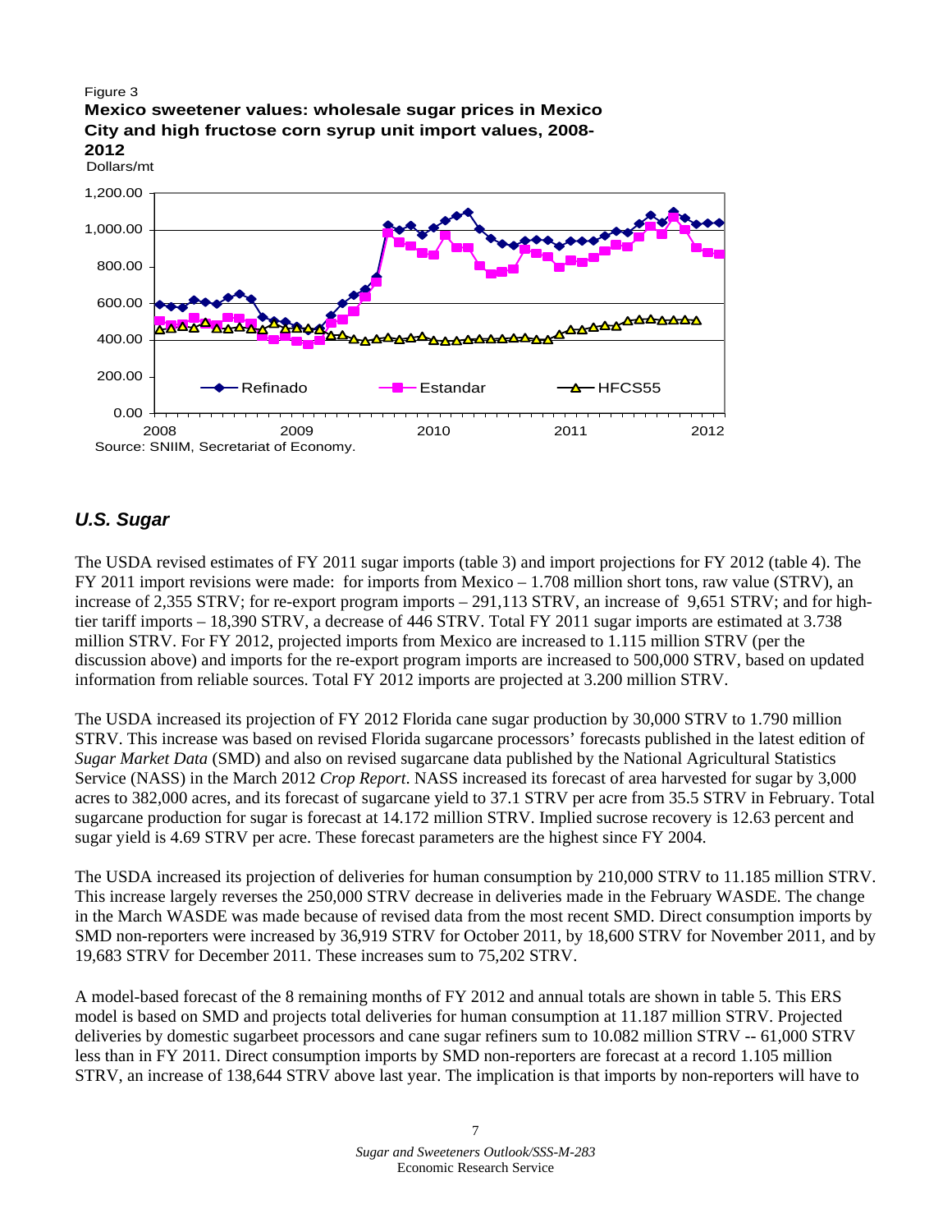Figure 3

**Mexico sweetener values: wholesale sugar prices in Mexico City and high fructose corn syrup unit import values, 2008-2012**

Dollars/mt

1,200.00
1,000.00
800.00
600.00
400.00
200.00
0.00

2008
2009
2010
2011
2012

Refinado
Estandar
HFCS55

Source: SNIIM, Secretariat of Economy.

## *U.S. Sugar*

The USDA revised estimates of FY 2011 sugar imports (table 3) and import projections for FY 2012 (table 4). The FY 2011 import revisions were made: for imports from Mexico – 1.708 million short tons, raw value (STRV), an increase of 2,355 STRV; for re-export program imports – 291,113 STRV, an increase of 9,651 STRV; and for high-tier tariff imports – 18,390 STRV, a decrease of 446 STRV. Total FY 2011 sugar imports are estimated at 3.738 million STRV. For FY 2012, projected imports from Mexico are increased to 1.115 million STRV (per the discussion above) and imports for the re-export program imports are increased to 500,000 STRV, based on updated information from reliable sources. Total FY 2012 imports are projected at 3.200 million STRV.

The USDA increased its projection of FY 2012 Florida cane sugar production by 30,000 STRV to 1.790 million STRV. This increase was based on revised Florida sugarcane processors' forecasts published in the latest edition of *Sugar Market Data* (SMD) and also on revised sugarcane data published by the National Agricultural Statistics Service (NASS) in the March 2012 *Crop Report*. NASS increased its forecast of area harvested for sugar by 3,000 acres to 382,000 acres, and its forecast of sugarcane yield to 37.1 STRV per acre from 35.5 STRV in February. Total sugarcane production for sugar is forecast at 14.172 million STRV. Implied sucrose recovery is 12.63 percent and sugar yield is 4.69 STRV per acre. These forecast parameters are the highest since FY 2004.

The USDA increased its projection of deliveries for human consumption by 210,000 STRV to 11.185 million STRV. This increase largely reverses the 250,000 STRV decrease in deliveries made in the February WASDE. The change in the March WASDE was made because of revised data from the most recent SMD. Direct consumption imports by SMD non-reporters were increased by 36,919 STRV for October 2011, by 18,600 STRV for November 2011, and by 19,683 STRV for December 2011. These increases sum to 75,202 STRV.

A model-based forecast of the 8 remaining months of FY 2012 and annual totals are shown in table 5. This ERS model is based on SMD and projects total deliveries for human consumption at 11.187 million STRV. Projected deliveries by domestic sugarbeet processors and cane sugar refiners sum to 10.082 million STRV -- 61,000 STRV less than in FY 2011. Direct consumption imports by SMD non-reporters are forecast at a record 1.105 million STRV, an increase of 138,644 STRV above last year. The implication is that imports by non-reporters will have to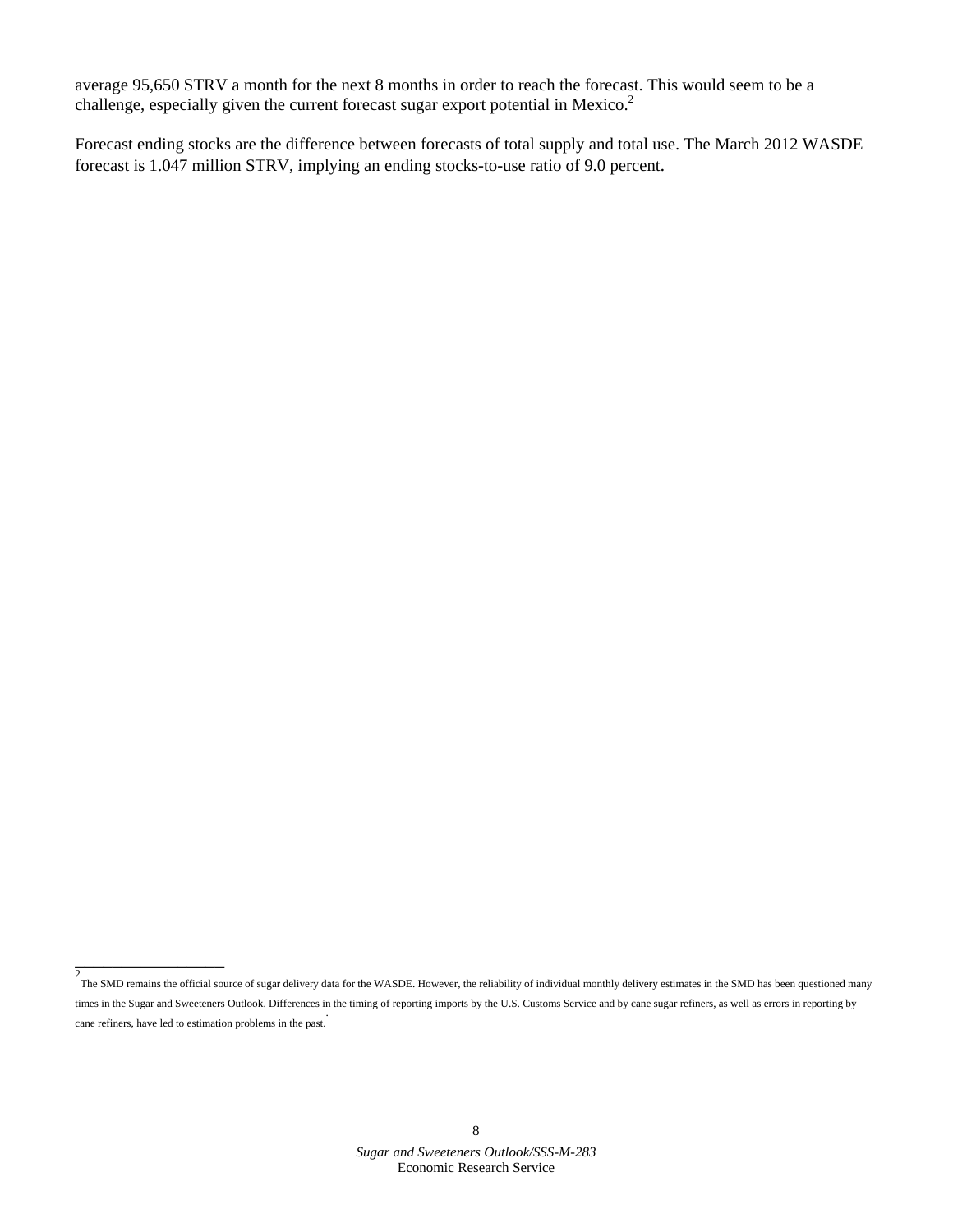average 95,650 STRV a month for the next 8 months in order to reach the forecast. This would seem to be a challenge, especially given the current forecast sugar export potential in Mexico.[2]

Forecast ending stocks are the difference between forecasts of total supply and total use. The March 2012 WASDE forecast is 1.047 million STRV, implying an ending stocks-to-use ratio of 9.0 percent.

---

[2] The SMD remains the official source of sugar delivery data for the WASDE. However, the reliability of individual monthly delivery estimates in the SMD has been questioned many times in the Sugar and Sweeteners Outlook. Differences in the timing of reporting imports by the U.S. Customs Service and by cane sugar refiners, as well as errors in reporting by cane refiners, have led to estimation problems in the past.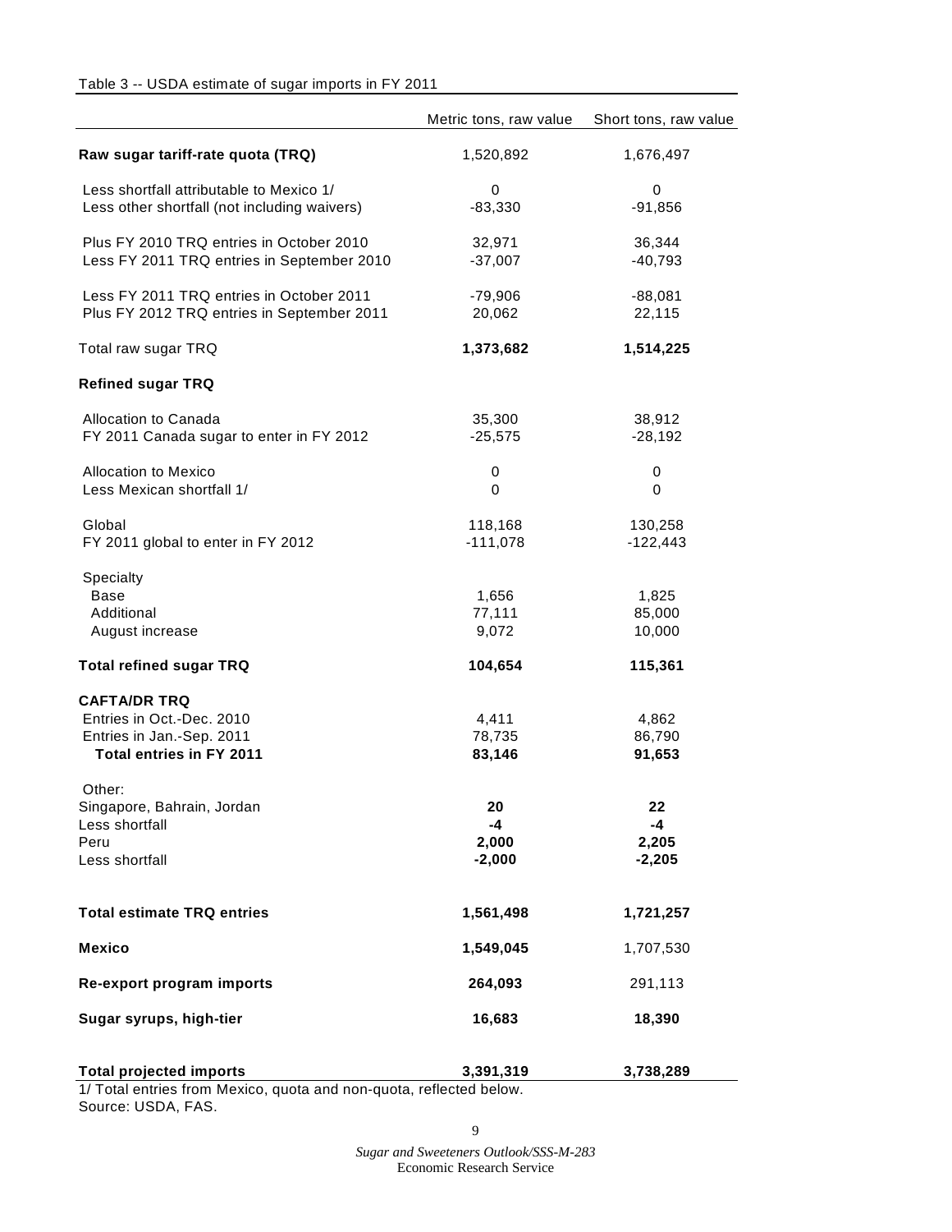Table 3 -- USDA estimate of sugar imports in FY 2011

| | Metric tons, raw value | Short tons, raw value |
|---|---|---|
| **Raw sugar tariff-rate quota (TRQ)** | 1,520,892 | 1,676,497 |
| Less shortfall attributable to Mexico 1/ | 0 | 0 |
| Less other shortfall (not including waivers) | -83,330 | -91,856 |
| Plus FY 2010 TRQ entries in October 2010 | 32,971 | 36,344 |
| Less FY 2011 TRQ entries in September 2010 | -37,007 | -40,793 |
| Less FY 2011 TRQ entries in October 2011 | -79,906 | -88,081 |
| Plus FY 2012 TRQ entries in September 2011 | 20,062 | 22,115 |
| Total raw sugar TRQ | **1,373,682** | **1,514,225** |
| **Refined sugar TRQ** | | |
| Allocation to Canada | 35,300 | 38,912 |
| FY 2011 Canada sugar to enter in FY 2012 | -25,575 | -28,192 |
| Allocation to Mexico | 0 | 0 |
| Less Mexican shortfall 1/ | 0 | 0 |
| Global | 118,168 | 130,258 |
| FY 2011 global to enter in FY 2012 | -111,078 | -122,443 |
| Specialty | | |
| Base | 1,656 | 1,825 |
| Additional | 77,111 | 85,000 |
| August increase | 9,072 | 10,000 |
| **Total refined sugar TRQ** | **104,654** | **115,361** |
| **CAFTA/DR TRQ** | | |
| Entries in Oct.-Dec. 2010 | 4,411 | 4,862 |
| Entries in Jan.-Sep. 2011 | 78,735 | 86,790 |
| **Total entries in FY 2011** | **83,146** | **91,653** |
| Other: | | |
| Singapore, Bahrain, Jordan | **20** | **22** |
| Less shortfall | **-4** | **-4** |
| Peru | **2,000** | **2,205** |
| Less shortfall | **-2,000** | **-2,205** |
| **Total estimate TRQ entries** | **1,561,498** | **1,721,257** |
| **Mexico** | **1,549,045** | 1,707,530 |
| **Re-export program imports** | **264,093** | 291,113 |
| **Sugar syrups, high-tier** | **16,683** | **18,390** |
| **Total projected imports** | **3,391,319** | **3,738,289** |

1/ Total entries from Mexico, quota and non-quota, reflected below.
Source: USDA, FAS.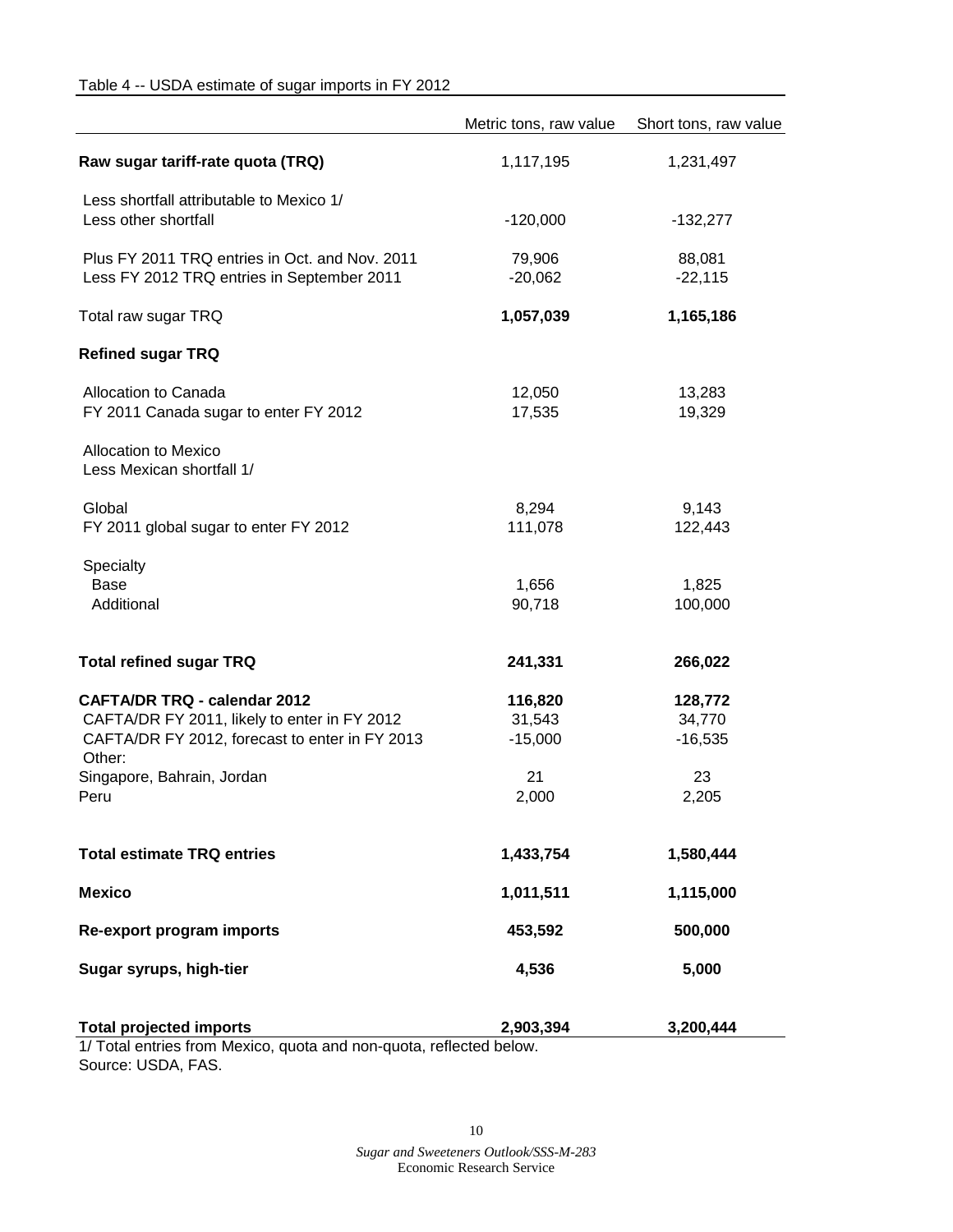Table 4 -- USDA estimate of sugar imports in FY 2012

| | Metric tons, raw value | Short tons, raw value |
|---|---|---|
| **Raw sugar tariff-rate quota (TRQ)** | 1,117,195 | 1,231,497 |
| Less shortfall attributable to Mexico 1/ | | |
| Less other shortfall | -120,000 | -132,277 |
| Plus FY 2011 TRQ entries in Oct. and Nov. 2011 | 79,906 | 88,081 |
| Less FY 2012 TRQ entries in September 2011 | -20,062 | -22,115 |
| Total raw sugar TRQ | **1,057,039** | **1,165,186** |
| **Refined sugar TRQ** | | |
| Allocation to Canada | 12,050 | 13,283 |
| FY 2011 Canada sugar to enter FY 2012 | 17,535 | 19,329 |
| Allocation to Mexico | | |
| Less Mexican shortfall 1/ | | |
| Global | 8,294 | 9,143 |
| FY 2011 global sugar to enter FY 2012 | 111,078 | 122,443 |
| Specialty | | |
| Base | 1,656 | 1,825 |
| Additional | 90,718 | 100,000 |
| **Total refined sugar TRQ** | **241,331** | **266,022** |
| **CAFTA/DR TRQ - calendar 2012** | **116,820** | **128,772** |
| CAFTA/DR FY 2011, likely to enter in FY 2012 | 31,543 | 34,770 |
| CAFTA/DR FY 2012, forecast to enter in FY 2013 | -15,000 | -16,535 |
| Other: | | |
| Singapore, Bahrain, Jordan | 21 | 23 |
| Peru | 2,000 | 2,205 |
| **Total estimate TRQ entries** | **1,433,754** | **1,580,444** |
| **Mexico** | **1,011,511** | **1,115,000** |
| **Re-export program imports** | **453,592** | **500,000** |
| **Sugar syrups, high-tier** | **4,536** | **5,000** |
| **Total projected imports** | **2,903,394** | **3,200,444** |

1/ Total entries from Mexico, quota and non-quota, reflected below.
Source: USDA, FAS.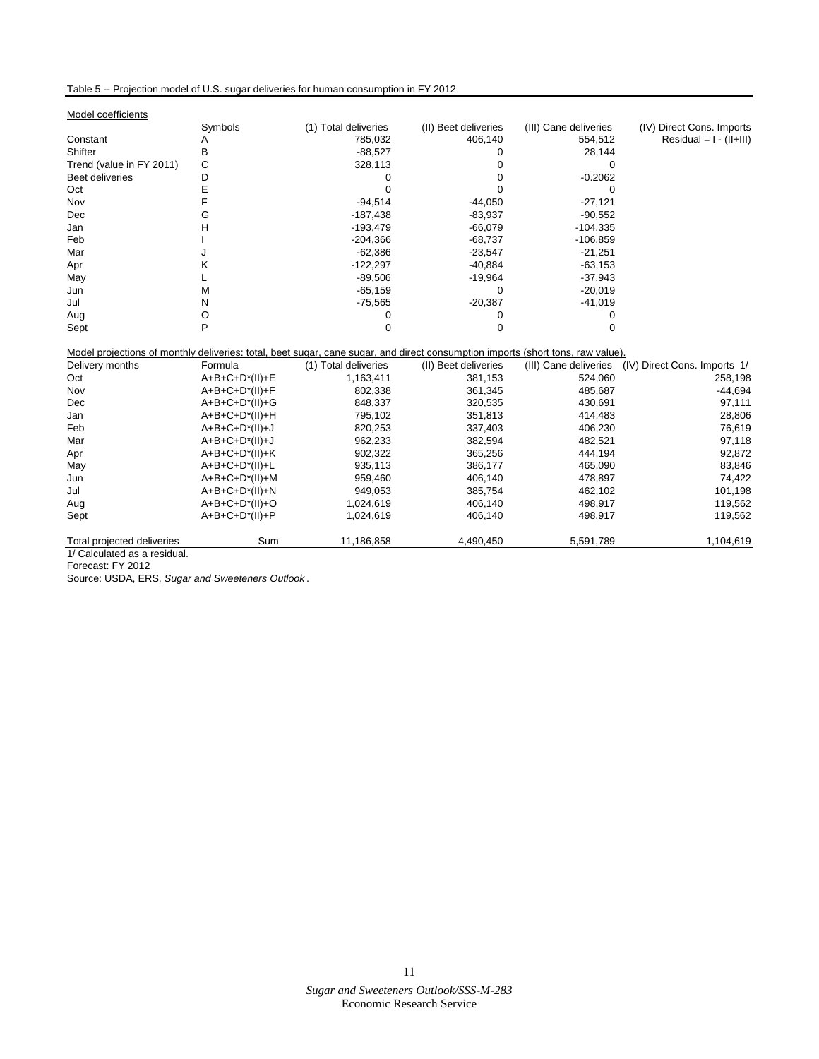Table 5 -- Projection model of U.S. sugar deliveries for human consumption in FY 2012

Model coefficients

| | Symbols | (1) Total deliveries | (II) Beet deliveries | (III) Cane deliveries | (IV) Direct Cons. Imports |
|---|---|---|---|---|---|
| Constant | A | 785,032 | 406,140 | 554,512 | Residual = I - (II+III) |
| Shifter | B | -88,527 | 0 | 28,144 | |
| Trend (value in FY 2011) | C | 328,113 | 0 | 0 | |
| Beet deliveries | D | 0 | 0 | -0.2062 | |
| Oct | E | 0 | 0 | 0 | |
| Nov | F | -94,514 | -44,050 | -27,121 | |
| Dec | G | -187,438 | -83,937 | -90,552 | |
| Jan | H | -193,479 | -66,079 | -104,335 | |
| Feb | I | -204,366 | -68,737 | -106,859 | |
| Mar | J | -62,386 | -23,547 | -21,251 | |
| Apr | K | -122,297 | -40,884 | -63,153 | |
| May | L | -89,506 | -19,964 | -37,943 | |
| Jun | M | -65,159 | 0 | -20,019 | |
| Jul | N | -75,565 | -20,387 | -41,019 | |
| Aug | O | 0 | 0 | 0 | |
| Sept | P | 0 | 0 | 0 | |

Model projections of monthly deliveries: total, beet sugar, cane sugar, and direct consumption imports (short tons, raw value).

| Delivery months | Formula | (1) Total deliveries | (II) Beet deliveries | (III) Cane deliveries | (IV) Direct Cons. Imports 1/ |
|---|---|---|---|---|---|
| Oct | A+B+C+D*(II)+E | 1,163,411 | 381,153 | 524,060 | 258,198 |
| Nov | A+B+C+D*(II)+F | 802,338 | 361,345 | 485,687 | -44,694 |
| Dec | A+B+C+D*(II)+G | 848,337 | 320,535 | 430,691 | 97,111 |
| Jan | A+B+C+D*(II)+H | 795,102 | 351,813 | 414,483 | 28,806 |
| Feb | A+B+C+D*(II)+J | 820,253 | 337,403 | 406,230 | 76,619 |
| Mar | A+B+C+D*(II)+J | 962,233 | 382,594 | 482,521 | 97,118 |
| Apr | A+B+C+D*(II)+K | 902,322 | 365,256 | 444,194 | 92,872 |
| May | A+B+C+D*(II)+L | 935,113 | 386,177 | 465,090 | 83,846 |
| Jun | A+B+C+D*(II)+M | 959,460 | 406,140 | 478,897 | 74,422 |
| Jul | A+B+C+D*(II)+N | 949,053 | 385,754 | 462,102 | 101,198 |
| Aug | A+B+C+D*(II)+O | 1,024,619 | 406,140 | 498,917 | 119,562 |
| Sept | A+B+C+D*(II)+P | 1,024,619 | 406,140 | 498,917 | 119,562 |
| Total projected deliveries | Sum | 11,186,858 | 4,490,450 | 5,591,789 | 1,104,619 |

1/ Calculated as a residual.

Forecast: FY 2012

Source: USDA, ERS, *Sugar and Sweeteners Outlook*.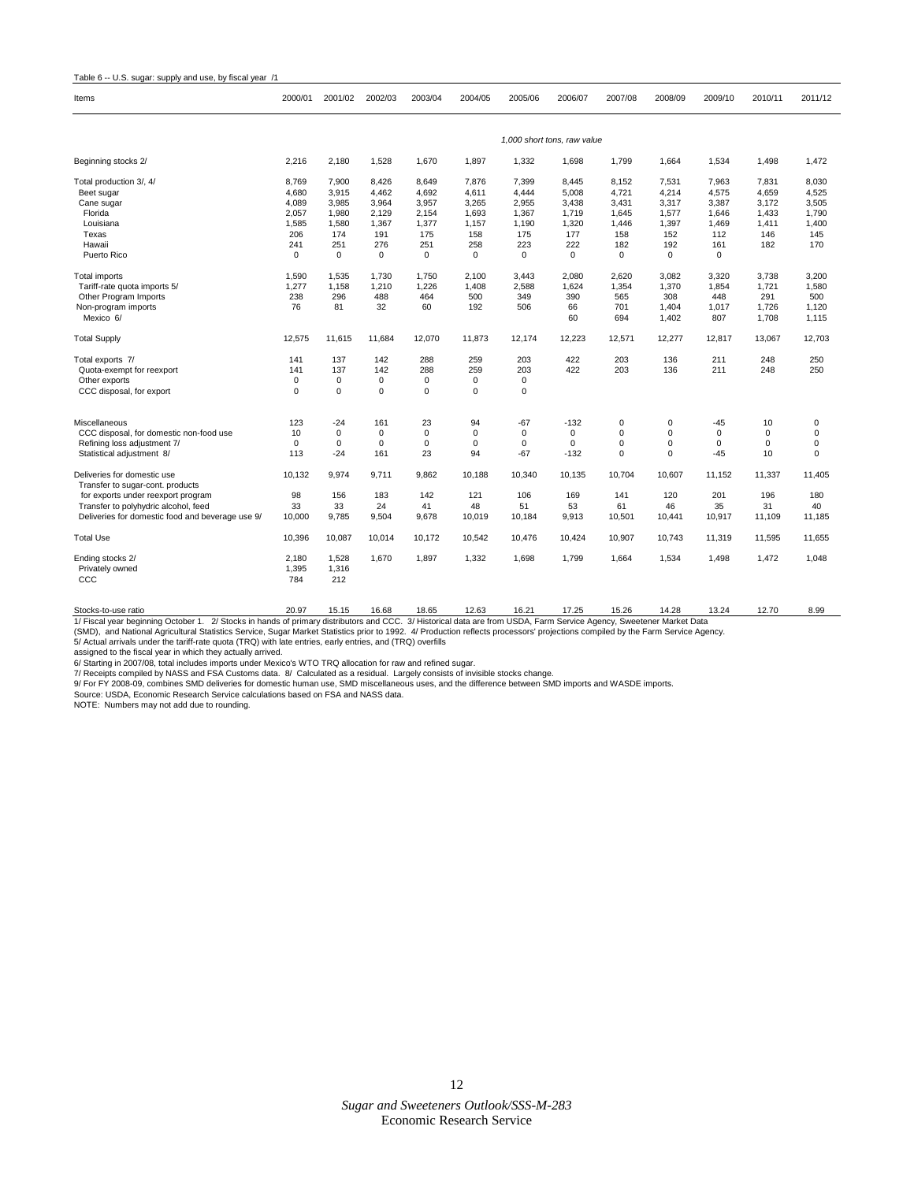Table 6 -- U.S. sugar: supply and use, by fiscal year /1

| Items | 2000/01 | 2001/02 | 2002/03 | 2003/04 | 2004/05 | 2005/06 | 2006/07 | 2007/08 | 2008/09 | 2009/10 | 2010/11 | 2011/12 |
|---|---|---|---|---|---|---|---|---|---|---|---|---|
| | 1,000 short tons, raw value | | | | | | | | | | | |
| Beginning stocks 2/ | 2,216 | 2,180 | 1,528 | 1,670 | 1,897 | 1,332 | 1,698 | 1,799 | 1,664 | 1,534 | 1,498 | 1,472 |
| Total production 3/, 4/ | 8,769 | 7,900 | 8,426 | 8,649 | 7,876 | 7,399 | 8,445 | 8,152 | 7,531 | 7,963 | 7,831 | 8,030 |
| Beet sugar | 4,680 | 3,915 | 4,462 | 4,692 | 4,611 | 4,444 | 5,008 | 4,721 | 4,214 | 4,575 | 4,659 | 4,525 |
| Cane sugar | 4,089 | 3,985 | 3,964 | 3,957 | 3,265 | 2,955 | 3,438 | 3,431 | 3,317 | 3,387 | 3,172 | 3,505 |
| Florida | 2,057 | 1,980 | 2,129 | 2,154 | 1,693 | 1,367 | 1,719 | 1,645 | 1,577 | 1,646 | 1,433 | 1,790 |
| Louisiana | 1,585 | 1,580 | 1,367 | 1,377 | 1,157 | 1,190 | 1,320 | 1,446 | 1,397 | 1,469 | 1,411 | 1,400 |
| Texas | 206 | 174 | 191 | 175 | 158 | 175 | 177 | 158 | 152 | 112 | 146 | 145 |
| Hawaii | 241 | 251 | 276 | 251 | 258 | 223 | 222 | 182 | 192 | 161 | 182 | 170 |
| Puerto Rico | 0 | 0 | 0 | 0 | 0 | 0 | 0 | 0 | 0 | 0 | | |
| Total imports | 1,590 | 1,535 | 1,730 | 1,750 | 2,100 | 3,443 | 2,080 | 2,620 | 3,082 | 3,320 | 3,738 | 3,200 |
| Tariff-rate quota imports 5/ | 1,277 | 1,158 | 1,210 | 1,226 | 1,408 | 2,588 | 1,624 | 1,354 | 1,370 | 1,854 | 1,721 | 1,580 |
| Other Program Imports | 238 | 296 | 488 | 464 | 500 | 349 | 390 | 565 | 308 | 448 | 291 | 500 |
| Non-program imports | 76 | 81 | 32 | 60 | 192 | 506 | 66 | 701 | 1,404 | 1,017 | 1,726 | 1,120 |
| Mexico 6/ | | | | | | | 60 | 694 | 1,402 | 807 | 1,708 | 1,115 |
| Total Supply | 12,575 | 11,615 | 11,684 | 12,070 | 11,873 | 12,174 | 12,223 | 12,571 | 12,277 | 12,817 | 13,067 | 12,703 |
| Total exports 7/ | 141 | 137 | 142 | 288 | 259 | 203 | 422 | 203 | 136 | 211 | 248 | 250 |
| Quota-exempt for reexport | 141 | 137 | 142 | 288 | 259 | 203 | 422 | 203 | 136 | 211 | 248 | 250 |
| Other exports | 0 | 0 | 0 | 0 | 0 | 0 | | | | | | |
| CCC disposal, for export | 0 | 0 | 0 | 0 | 0 | 0 | | | | | | |
| Miscellaneous | 123 | -24 | 161 | 23 | 94 | -67 | -132 | 0 | 0 | -45 | 10 | 0 |
| CCC disposal, for domestic non-food use | 10 | 0 | 0 | 0 | 0 | 0 | 0 | 0 | 0 | 0 | 0 | 0 |
| Refining loss adjustment 7/ | 0 | 0 | 0 | 0 | 0 | 0 | 0 | 0 | 0 | 0 | 0 | 0 |
| Statistical adjustment 8/ | 113 | -24 | 161 | 23 | 94 | -67 | -132 | 0 | 0 | -45 | 10 | 0 |
| Deliveries for domestic use | 10,132 | 9,974 | 9,711 | 9,862 | 10,188 | 10,340 | 10,135 | 10,704 | 10,607 | 11,152 | 11,337 | 11,405 |
| Transfer to sugar-cont. products for exports under reexport program | 98 | 156 | 183 | 142 | 121 | 106 | 169 | 141 | 120 | 201 | 196 | 180 |
| Transfer to polyhydric alcohol, feed | 33 | 33 | 24 | 41 | 48 | 51 | 53 | 61 | 46 | 35 | 31 | 40 |
| Deliveries for domestic food and beverage use 9/ | 10,000 | 9,785 | 9,504 | 9,678 | 10,019 | 10,184 | 9,913 | 10,501 | 10,441 | 10,917 | 11,109 | 11,185 |
| Total Use | 10,396 | 10,087 | 10,014 | 10,172 | 10,542 | 10,476 | 10,424 | 10,907 | 10,743 | 11,319 | 11,595 | 11,655 |
| Ending stocks 2/ | 2,180 | 1,528 | 1,670 | 1,897 | 1,332 | 1,698 | 1,799 | 1,664 | 1,534 | 1,498 | 1,472 | 1,048 |
| Privately owned | 1,395 | 1,316 | | | | | | | | | | |
| CCC | 784 | 212 | | | | | | | | | | |
| Stocks-to-use ratio | 20.97 | 15.15 | 16.68 | 18.65 | 12.63 | 16.21 | 17.25 | 15.26 | 14.28 | 13.24 | 12.70 | 8.99 |

1/ Fiscal year beginning October 1. 2/ Stocks in hands of primary distributors and CCC. 3/ Historical data are from USDA, Farm Service Agency, Sweetener Market Data (SMD), and National Agricultural Statistics Service, Sugar Market Statistics prior to 1992. 4/ Production reflects processors' projections compiled by the Farm Service Agency.
5/ Actual arrivals under the tariff-rate quota (TRQ) with late entries, early entries, and (TRQ) overfills assigned to the fiscal year in which they actually arrived.
6/ Starting in 2007/08, total includes imports under Mexico's WTO TRQ allocation for raw and refined sugar.
7/ Receipts compiled by NASS and FSA Customs data. 8/ Calculated as a residual. Largely consists of invisible stocks change.
9/ For FY 2008-09, combines SMD deliveries for domestic human use, SMD miscellaneous uses, and the difference between SMD imports and WASDE imports.
Source: USDA, Economic Research Service calculations based on FSA and NASS data.
NOTE: Numbers may not add due to rounding.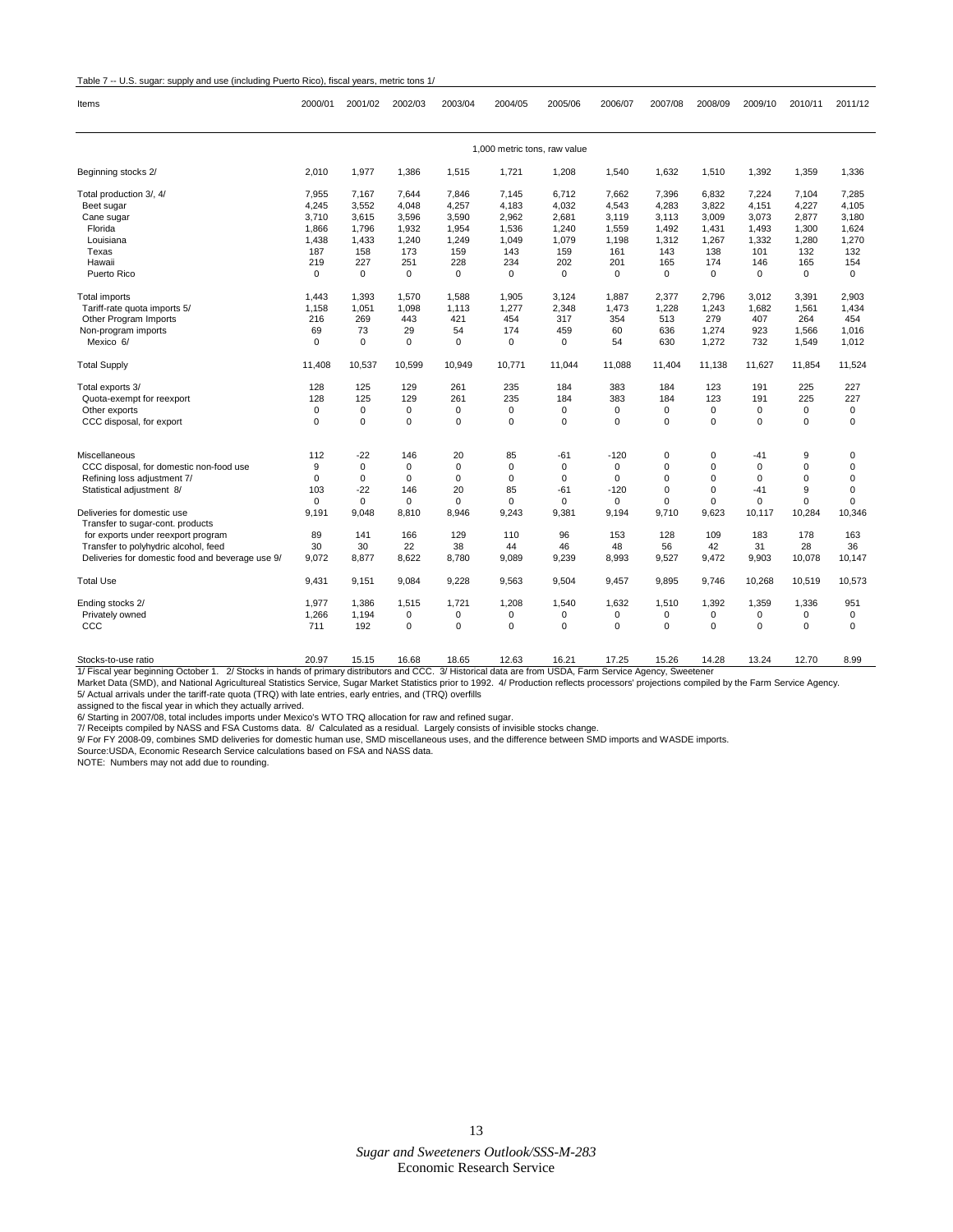Table 7 -- U.S. sugar: supply and use (including Puerto Rico), fiscal years, metric tons 1/

| Items | 2000/01 | 2001/02 | 2002/03 | 2003/04 | 2004/05 | 2005/06 | 2006/07 | 2007/08 | 2008/09 | 2009/10 | 2010/11 | 2011/12 |
|---|---|---|---|---|---|---|---|---|---|---|---|---|
| | 1,000 metric tons, raw value | | | | | | | | | | | |
| Beginning stocks 2/ | 2,010 | 1,977 | 1,386 | 1,515 | 1,721 | 1,208 | 1,540 | 1,632 | 1,510 | 1,392 | 1,359 | 1,336 |
| Total production 3/, 4/ | 7,955 | 7,167 | 7,644 | 7,846 | 7,145 | 6,712 | 7,662 | 7,396 | 6,832 | 7,224 | 7,104 | 7,285 |
| Beet sugar | 4,245 | 3,552 | 4,048 | 4,257 | 4,183 | 4,032 | 4,543 | 4,283 | 3,822 | 4,151 | 4,227 | 4,105 |
| Cane sugar | 3,710 | 3,615 | 3,596 | 3,590 | 2,962 | 2,681 | 3,119 | 3,113 | 3,009 | 3,073 | 2,877 | 3,180 |
| Florida | 1,866 | 1,796 | 1,932 | 1,954 | 1,536 | 1,240 | 1,559 | 1,492 | 1,431 | 1,493 | 1,300 | 1,624 |
| Louisiana | 1,438 | 1,433 | 1,240 | 1,249 | 1,049 | 1,079 | 1,198 | 1,312 | 1,267 | 1,332 | 1,280 | 1,270 |
| Texas | 187 | 158 | 173 | 159 | 143 | 159 | 161 | 143 | 138 | 101 | 132 | 132 |
| Hawaii | 219 | 227 | 251 | 228 | 234 | 202 | 201 | 165 | 174 | 146 | 165 | 154 |
| Puerto Rico | 0 | 0 | 0 | 0 | 0 | 0 | 0 | 0 | 0 | 0 | 0 | 0 |
| Total imports | 1,443 | 1,393 | 1,570 | 1,588 | 1,905 | 3,124 | 1,887 | 2,377 | 2,796 | 3,012 | 3,391 | 2,903 |
| Tariff-rate quota imports 5/ | 1,158 | 1,051 | 1,098 | 1,113 | 1,277 | 2,348 | 1,473 | 1,228 | 1,243 | 1,682 | 1,561 | 1,434 |
| Other Program Imports | 216 | 269 | 443 | 421 | 454 | 317 | 354 | 513 | 279 | 407 | 264 | 454 |
| Non-program imports | 69 | 73 | 29 | 54 | 174 | 459 | 60 | 636 | 1,274 | 923 | 1,566 | 1,016 |
| Mexico 6/ | 0 | 0 | 0 | 0 | 0 | 0 | 54 | 630 | 1,272 | 732 | 1,549 | 1,012 |
| Total Supply | 11,408 | 10,537 | 10,599 | 10,949 | 10,771 | 11,044 | 11,088 | 11,404 | 11,138 | 11,627 | 11,854 | 11,524 |
| Total exports 3/ | 128 | 125 | 129 | 261 | 235 | 184 | 383 | 184 | 123 | 191 | 225 | 227 |
| Quota-exempt for reexport | 128 | 125 | 129 | 261 | 235 | 184 | 383 | 184 | 123 | 191 | 225 | 227 |
| Other exports | 0 | 0 | 0 | 0 | 0 | 0 | 0 | 0 | 0 | 0 | 0 | 0 |
| CCC disposal, for export | 0 | 0 | 0 | 0 | 0 | 0 | 0 | 0 | 0 | 0 | 0 | 0 |
| Miscellaneous | 112 | -22 | 146 | 20 | 85 | -61 | -120 | 0 | 0 | -41 | 9 | 0 |
| CCC disposal, for domestic non-food use | 9 | 0 | 0 | 0 | 0 | 0 | 0 | 0 | 0 | 0 | 0 | 0 |
| Refining loss adjustment 7/ | 0 | 0 | 0 | 0 | 0 | 0 | 0 | 0 | 0 | 0 | 0 | 0 |
| Statistical adjustment 8/ | 103 | -22 | 146 | 20 | 85 | -61 | -120 | 0 | 0 | -41 | 9 | 0 |
| | 0 | 0 | 0 | 0 | 0 | 0 | 0 | 0 | 0 | 0 | 0 | 0 |
| Deliveries for domestic use | 9,191 | 9,048 | 8,810 | 8,946 | 9,243 | 9,381 | 9,194 | 9,710 | 9,623 | 10,117 | 10,284 | 10,346 |
| Transfer to sugar-cont. products for exports under reexport program | 89 | 141 | 166 | 129 | 110 | 96 | 153 | 128 | 109 | 183 | 178 | 163 |
| Transfer to polyhydric alcohol, feed | 30 | 30 | 22 | 38 | 44 | 46 | 48 | 56 | 42 | 31 | 28 | 36 |
| Deliveries for domestic food and beverage use 9/ | 9,072 | 8,877 | 8,622 | 8,780 | 9,089 | 9,239 | 8,993 | 9,527 | 9,472 | 9,903 | 10,078 | 10,147 |
| Total Use | 9,431 | 9,151 | 9,084 | 9,228 | 9,563 | 9,504 | 9,457 | 9,895 | 9,746 | 10,268 | 10,519 | 10,573 |
| Ending stocks 2/ | 1,977 | 1,386 | 1,515 | 1,721 | 1,208 | 1,540 | 1,632 | 1,510 | 1,392 | 1,359 | 1,336 | 951 |
| Privately owned | 1,266 | 1,194 | 0 | 0 | 0 | 0 | 0 | 0 | 0 | 0 | 0 | 0 |
| CCC | 711 | 192 | 0 | 0 | 0 | 0 | 0 | 0 | 0 | 0 | 0 | 0 |
| Stocks-to-use ratio | 20.97 | 15.15 | 16.68 | 18.65 | 12.63 | 16.21 | 17.25 | 15.26 | 14.28 | 13.24 | 12.70 | 8.99 |

1/ Fiscal year beginning October 1. 2/ Stocks in hands of primary distributors and CCC. 3/ Historical data are from USDA, Farm Service Agency, Sweetener Market Data (SMD), and National Agricultureal Statistics Service, Sugar Market Statistics prior to 1992. 4/ Production reflects processors' projections compiled by the Farm Service Agency.
5/ Actual arrivals under the tariff-rate quota (TRQ) with late entries, early entries, and (TRQ) overfills assigned to the fiscal year in which they actually arrived.
6/ Starting in 2007/08, total includes imports under Mexico's WTO TRQ allocation for raw and refined sugar.
7/ Receipts compiled by NASS and FSA Customs data. 8/ Calculated as a residual. Largely consists of invisible stocks change.
9/ For FY 2008-09, combines SMD deliveries for domestic human use, SMD miscellaneous uses, and the difference between SMD imports and WASDE imports.
Source:USDA, Economic Research Service calculations based on FSA and NASS data.
NOTE: Numbers may not add due to rounding.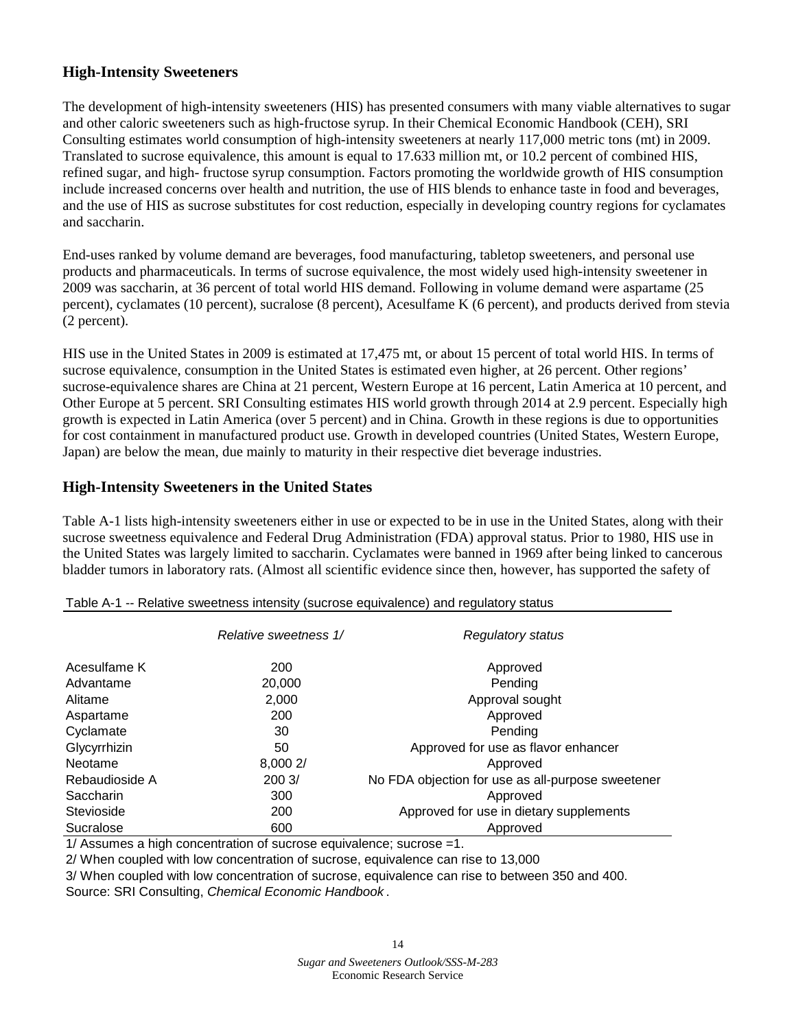## High-Intensity Sweeteners

The development of high-intensity sweeteners (HIS) has presented consumers with many viable alternatives to sugar and other caloric sweeteners such as high-fructose syrup. In their Chemical Economic Handbook (CEH), SRI Consulting estimates world consumption of high-intensity sweeteners at nearly 117,000 metric tons (mt) in 2009. Translated to sucrose equivalence, this amount is equal to 17.633 million mt, or 10.2 percent of combined HIS, refined sugar, and high- fructose syrup consumption. Factors promoting the worldwide growth of HIS consumption include increased concerns over health and nutrition, the use of HIS blends to enhance taste in food and beverages, and the use of HIS as sucrose substitutes for cost reduction, especially in developing country regions for cyclamates and saccharin.

End-uses ranked by volume demand are beverages, food manufacturing, tabletop sweeteners, and personal use products and pharmaceuticals. In terms of sucrose equivalence, the most widely used high-intensity sweetener in 2009 was saccharin, at 36 percent of total world HIS demand. Following in volume demand were aspartame (25 percent), cyclamates (10 percent), sucralose (8 percent), Acesulfame K (6 percent), and products derived from stevia (2 percent).

HIS use in the United States in 2009 is estimated at 17,475 mt, or about 15 percent of total world HIS. In terms of sucrose equivalence, consumption in the United States is estimated even higher, at 26 percent. Other regions' sucrose-equivalence shares are China at 21 percent, Western Europe at 16 percent, Latin America at 10 percent, and Other Europe at 5 percent. SRI Consulting estimates HIS world growth through 2014 at 2.9 percent. Especially high growth is expected in Latin America (over 5 percent) and in China. Growth in these regions is due to opportunities for cost containment in manufactured product use. Growth in developed countries (United States, Western Europe, Japan) are below the mean, due mainly to maturity in their respective diet beverage industries.

## High-Intensity Sweeteners in the United States

Table A-1 lists high-intensity sweeteners either in use or expected to be in use in the United States, along with their sucrose sweetness equivalence and Federal Drug Administration (FDA) approval status. Prior to 1980, HIS use in the United States was largely limited to saccharin. Cyclamates were banned in 1969 after being linked to cancerous bladder tumors in laboratory rats. (Almost all scientific evidence since then, however, has supported the safety of

Table A-1 -- Relative sweetness intensity (sucrose equivalence) and regulatory status

| | *Relative sweetness 1/* | *Regulatory status* |
|---|---|---|
| Acesulfame K | 200 | Approved |
| Advantame | 20,000 | Pending |
| Alitame | 2,000 | Approval sought |
| Aspartame | 200 | Approved |
| Cyclamate | 30 | Pending |
| Glycyrrhizin | 50 | Approved for use as flavor enhancer |
| Neotame | 8,000 2/ | Approved |
| Rebaudioside A | 200 3/ | No FDA objection for use as all-purpose sweetener |
| Saccharin | 300 | Approved |
| Stevioside | 200 | Approved for use in dietary supplements |
| Sucralose | 600 | Approved |

1/ Assumes a high concentration of sucrose equivalence; sucrose =1.

2/ When coupled with low concentration of sucrose, equivalence can rise to 13,000

3/ When coupled with low concentration of sucrose, equivalence can rise to between 350 and 400.

Source: SRI Consulting, *Chemical Economic Handbook*.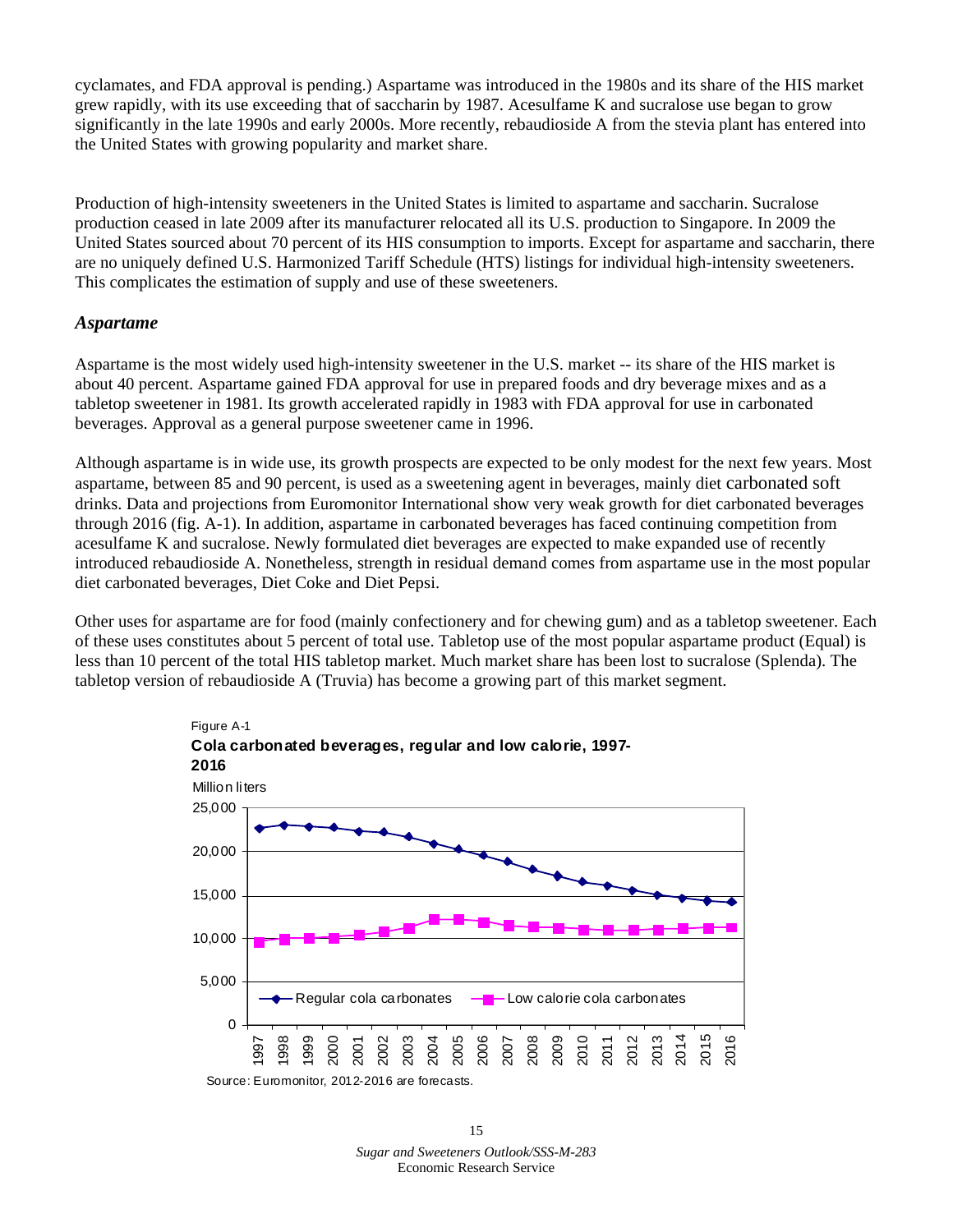cyclamates, and FDA approval is pending.) Aspartame was introduced in the 1980s and its share of the HIS market grew rapidly, with its use exceeding that of saccharin by 1987. Acesulfame K and sucralose use began to grow significantly in the late 1990s and early 2000s. More recently, rebaudioside A from the stevia plant has entered into the United States with growing popularity and market share.

Production of high-intensity sweeteners in the United States is limited to aspartame and saccharin. Sucralose production ceased in late 2009 after its manufacturer relocated all its U.S. production to Singapore. In 2009 the United States sourced about 70 percent of its HIS consumption to imports. Except for aspartame and saccharin, there are no uniquely defined U.S. Harmonized Tariff Schedule (HTS) listings for individual high-intensity sweeteners. This complicates the estimation of supply and use of these sweeteners.

### *Aspartame*

Aspartame is the most widely used high-intensity sweetener in the U.S. market -- its share of the HIS market is about 40 percent. Aspartame gained FDA approval for use in prepared foods and dry beverage mixes and as a tabletop sweetener in 1981. Its growth accelerated rapidly in 1983 with FDA approval for use in carbonated beverages. Approval as a general purpose sweetener came in 1996.

Although aspartame is in wide use, its growth prospects are expected to be only modest for the next few years. Most aspartame, between 85 and 90 percent, is used as a sweetening agent in beverages, mainly diet carbonated soft drinks. Data and projections from Euromonitor International show very weak growth for diet carbonated beverages through 2016 (fig. A-1). In addition, aspartame in carbonated beverages has faced continuing competition from acesulfame K and sucralose. Newly formulated diet beverages are expected to make expanded use of recently introduced rebaudioside A. Nonetheless, strength in residual demand comes from aspartame use in the most popular diet carbonated beverages, Diet Coke and Diet Pepsi.

Other uses for aspartame are for food (mainly confectionery and for chewing gum) and as a tabletop sweetener. Each of these uses constitutes about 5 percent of total use. Tabletop use of the most popular aspartame product (Equal) is less than 10 percent of the total HIS tabletop market. Much market share has been lost to sucralose (Splenda). The tabletop version of rebaudioside A (Truvia) has become a growing part of this market segment.

Figure A-1

**Cola carbonated beverages, regular and low calorie, 1997-2016**

Million liters

25,000
20,000
15,000
10,000
5,000
0

1997 1998 1999 2000 2001 2002 2003 2004 2005 2006 2007 2008 2009 2010 2011 2012 2013 2014 2015 2016

Regular cola carbonates — Low calorie cola carbonates

Source: Euromonitor, 2012-2016 are forecasts.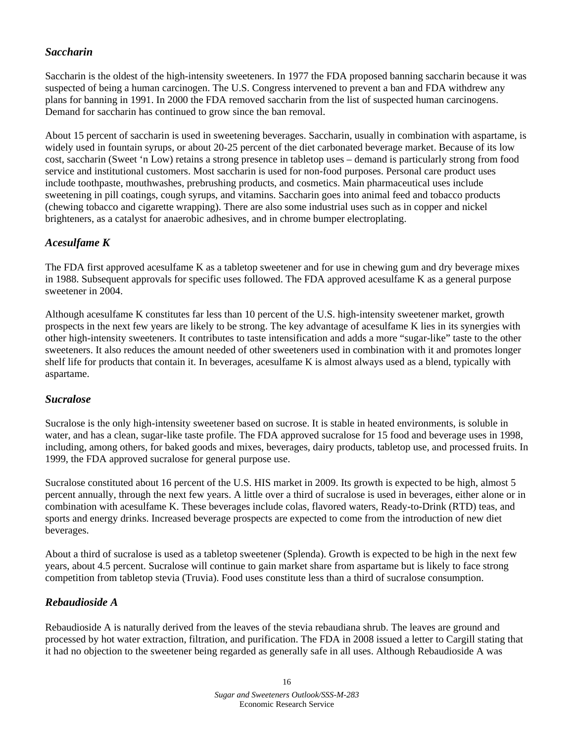### *Saccharin*

Saccharin is the oldest of the high-intensity sweeteners. In 1977 the FDA proposed banning saccharin because it was suspected of being a human carcinogen. The U.S. Congress intervened to prevent a ban and FDA withdrew any plans for banning in 1991. In 2000 the FDA removed saccharin from the list of suspected human carcinogens. Demand for saccharin has continued to grow since the ban removal.

About 15 percent of saccharin is used in sweetening beverages. Saccharin, usually in combination with aspartame, is widely used in fountain syrups, or about 20-25 percent of the diet carbonated beverage market. Because of its low cost, saccharin (Sweet 'n Low) retains a strong presence in tabletop uses – demand is particularly strong from food service and institutional customers. Most saccharin is used for non-food purposes. Personal care product uses include toothpaste, mouthwashes, prebrushing products, and cosmetics. Main pharmaceutical uses include sweetening in pill coatings, cough syrups, and vitamins. Saccharin goes into animal feed and tobacco products (chewing tobacco and cigarette wrapping). There are also some industrial uses such as in copper and nickel brighteners, as a catalyst for anaerobic adhesives, and in chrome bumper electroplating.

### *Acesulfame K*

The FDA first approved acesulfame K as a tabletop sweetener and for use in chewing gum and dry beverage mixes in 1988. Subsequent approvals for specific uses followed. The FDA approved acesulfame K as a general purpose sweetener in 2004.

Although acesulfame K constitutes far less than 10 percent of the U.S. high-intensity sweetener market, growth prospects in the next few years are likely to be strong. The key advantage of acesulfame K lies in its synergies with other high-intensity sweeteners. It contributes to taste intensification and adds a more "sugar-like" taste to the other sweeteners. It also reduces the amount needed of other sweeteners used in combination with it and promotes longer shelf life for products that contain it. In beverages, acesulfame K is almost always used as a blend, typically with aspartame.

### *Sucralose*

Sucralose is the only high-intensity sweetener based on sucrose. It is stable in heated environments, is soluble in water, and has a clean, sugar-like taste profile. The FDA approved sucralose for 15 food and beverage uses in 1998, including, among others, for baked goods and mixes, beverages, dairy products, tabletop use, and processed fruits. In 1999, the FDA approved sucralose for general purpose use.

Sucralose constituted about 16 percent of the U.S. HIS market in 2009. Its growth is expected to be high, almost 5 percent annually, through the next few years. A little over a third of sucralose is used in beverages, either alone or in combination with acesulfame K. These beverages include colas, flavored waters, Ready-to-Drink (RTD) teas, and sports and energy drinks. Increased beverage prospects are expected to come from the introduction of new diet beverages.

About a third of sucralose is used as a tabletop sweetener (Splenda). Growth is expected to be high in the next few years, about 4.5 percent. Sucralose will continue to gain market share from aspartame but is likely to face strong competition from tabletop stevia (Truvia). Food uses constitute less than a third of sucralose consumption.

### *Rebaudioside A*

Rebaudioside A is naturally derived from the leaves of the stevia rebaudiana shrub. The leaves are ground and processed by hot water extraction, filtration, and purification. The FDA in 2008 issued a letter to Cargill stating that it had no objection to the sweetener being regarded as generally safe in all uses. Although Rebaudioside A was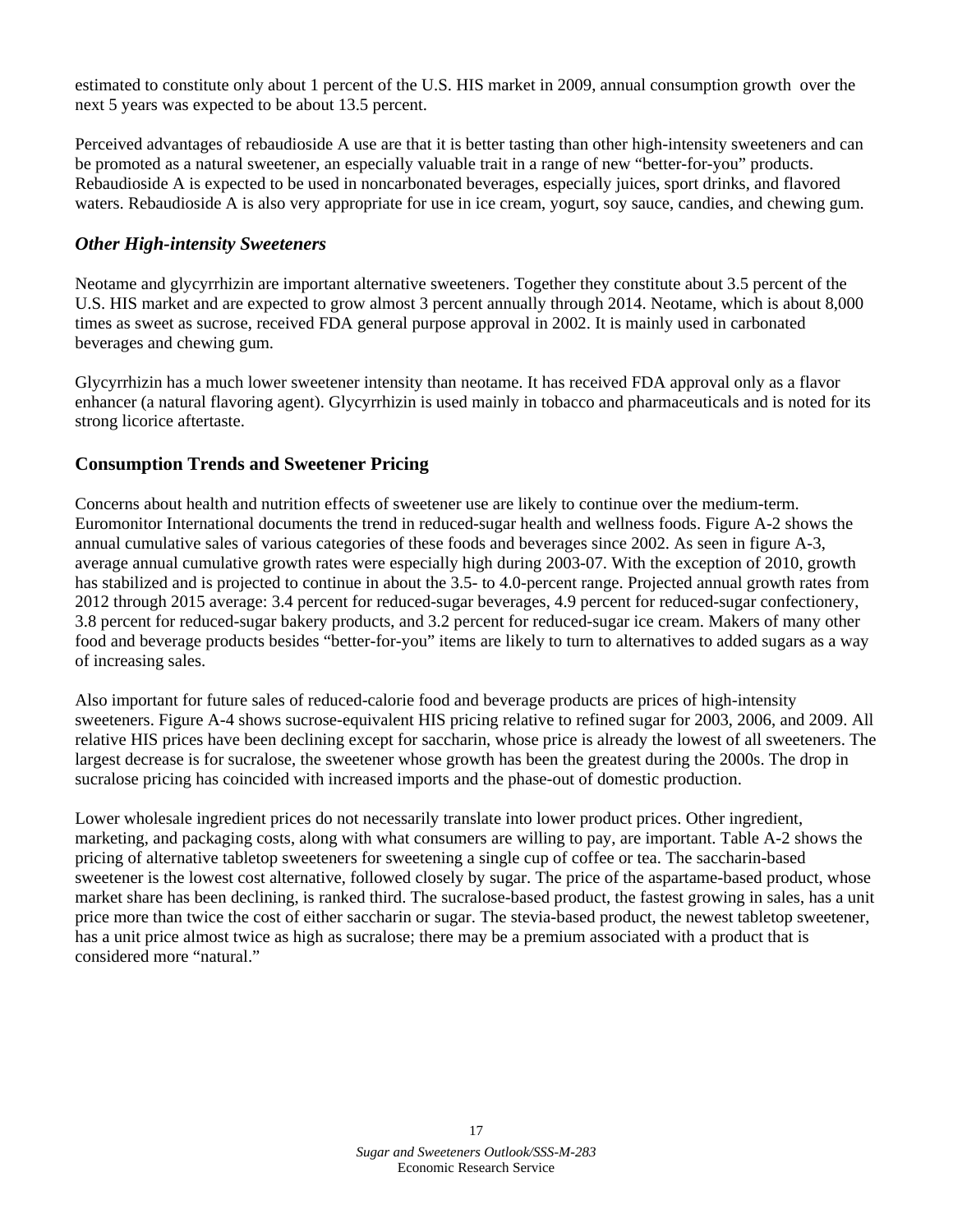estimated to constitute only about 1 percent of the U.S. HIS market in 2009, annual consumption growth over the next 5 years was expected to be about 13.5 percent.

Perceived advantages of rebaudioside A use are that it is better tasting than other high-intensity sweeteners and can be promoted as a natural sweetener, an especially valuable trait in a range of new "better-for-you" products. Rebaudioside A is expected to be used in noncarbonated beverages, especially juices, sport drinks, and flavored waters. Rebaudioside A is also very appropriate for use in ice cream, yogurt, soy sauce, candies, and chewing gum.

### *Other High-intensity Sweeteners*

Neotame and glycyrrhizin are important alternative sweeteners. Together they constitute about 3.5 percent of the U.S. HIS market and are expected to grow almost 3 percent annually through 2014. Neotame, which is about 8,000 times as sweet as sucrose, received FDA general purpose approval in 2002. It is mainly used in carbonated beverages and chewing gum.

Glycyrrhizin has a much lower sweetener intensity than neotame. It has received FDA approval only as a flavor enhancer (a natural flavoring agent). Glycyrrhizin is used mainly in tobacco and pharmaceuticals and is noted for its strong licorice aftertaste.

## Consumption Trends and Sweetener Pricing

Concerns about health and nutrition effects of sweetener use are likely to continue over the medium-term. Euromonitor International documents the trend in reduced-sugar health and wellness foods. Figure A-2 shows the annual cumulative sales of various categories of these foods and beverages since 2002. As seen in figure A-3, average annual cumulative growth rates were especially high during 2003-07. With the exception of 2010, growth has stabilized and is projected to continue in about the 3.5- to 4.0-percent range. Projected annual growth rates from 2012 through 2015 average: 3.4 percent for reduced-sugar beverages, 4.9 percent for reduced-sugar confectionery, 3.8 percent for reduced-sugar bakery products, and 3.2 percent for reduced-sugar ice cream. Makers of many other food and beverage products besides "better-for-you" items are likely to turn to alternatives to added sugars as a way of increasing sales.

Also important for future sales of reduced-calorie food and beverage products are prices of high-intensity sweeteners. Figure A-4 shows sucrose-equivalent HIS pricing relative to refined sugar for 2003, 2006, and 2009. All relative HIS prices have been declining except for saccharin, whose price is already the lowest of all sweeteners. The largest decrease is for sucralose, the sweetener whose growth has been the greatest during the 2000s. The drop in sucralose pricing has coincided with increased imports and the phase-out of domestic production.

Lower wholesale ingredient prices do not necessarily translate into lower product prices. Other ingredient, marketing, and packaging costs, along with what consumers are willing to pay, are important. Table A-2 shows the pricing of alternative tabletop sweeteners for sweetening a single cup of coffee or tea. The saccharin-based sweetener is the lowest cost alternative, followed closely by sugar. The price of the aspartame-based product, whose market share has been declining, is ranked third. The sucralose-based product, the fastest growing in sales, has a unit price more than twice the cost of either saccharin or sugar. The stevia-based product, the newest tabletop sweetener, has a unit price almost twice as high as sucralose; there may be a premium associated with a product that is considered more "natural."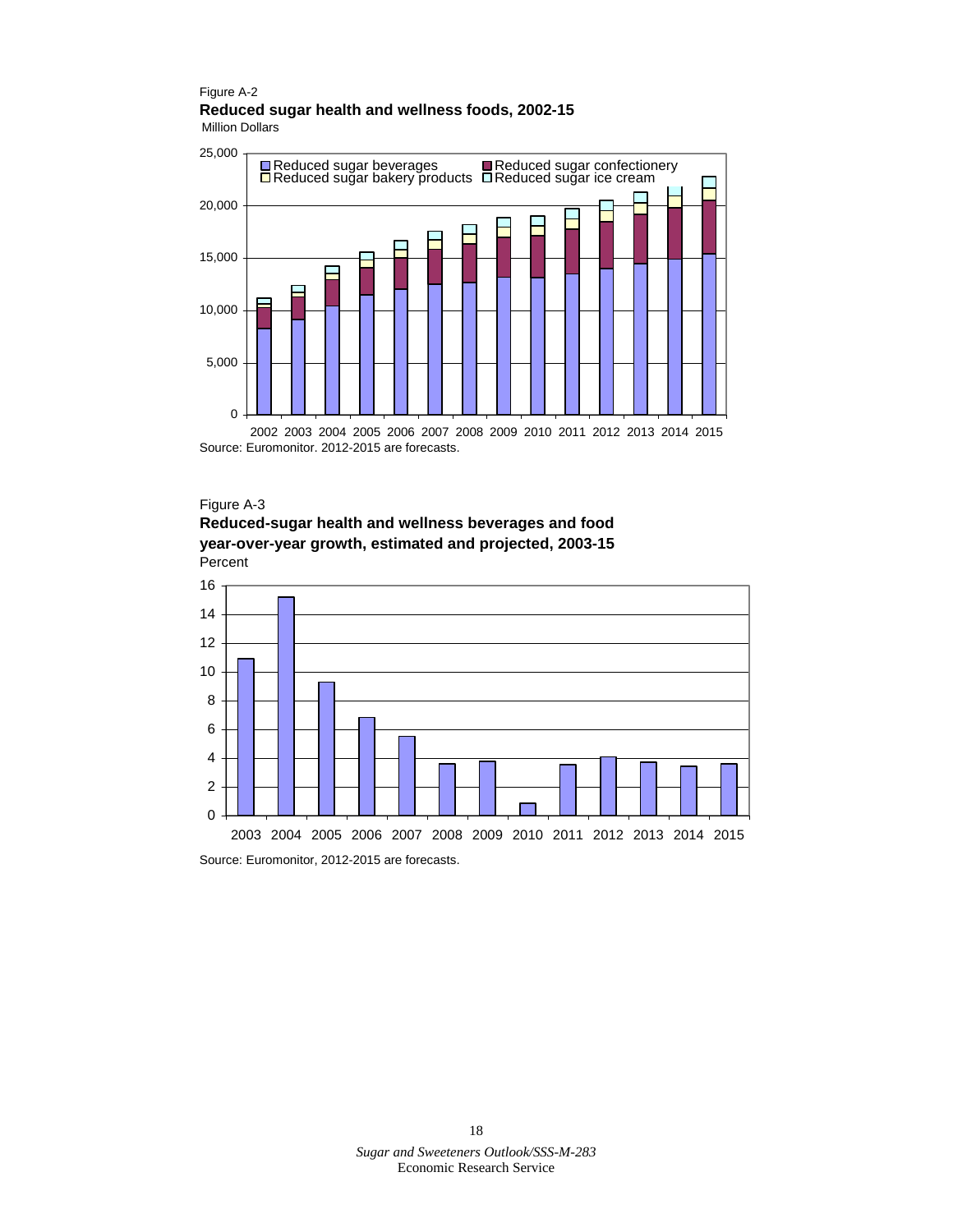Figure A-2

**Reduced sugar health and wellness foods, 2002-15**

Million Dollars

25,000
20,000
15,000
10,000
5,000
0

Reduced sugar beverages
Reduced sugar confectionery
Reduced sugar bakery products
Reduced sugar ice cream

2002 2003 2004 2005 2006 2007 2008 2009 2010 2011 2012 2013 2014 2015

Source: Euromonitor. 2012-2015 are forecasts.

Figure A-3

**Reduced-sugar health and wellness beverages and food year-over-year growth, estimated and projected, 2003-15**

Percent

16
14
12
10
8
6
4
2
0

2003 2004 2005 2006 2007 2008 2009 2010 2011 2012 2013 2014 2015

Source: Euromonitor, 2012-2015 are forecasts.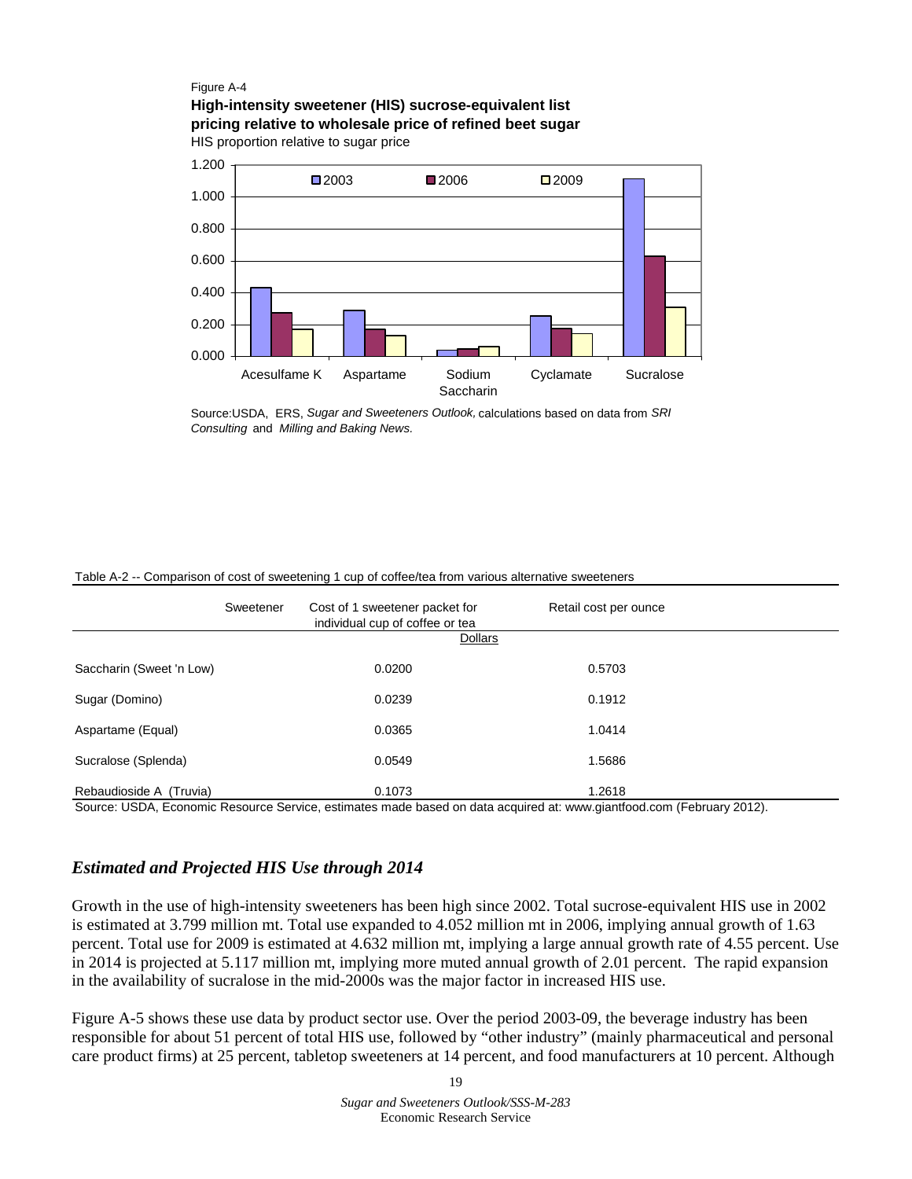Figure A-4

**High-intensity sweetener (HIS) sucrose-equivalent list pricing relative to wholesale price of refined beet sugar**

HIS proportion relative to sugar price

1.200
1.000
0.800
0.600
0.400
0.200
0.000

2003
2006
2009

Acesulfame K
Aspartame
Sodium Saccharin
Cyclamate
Sucralose

Source:USDA, ERS, *Sugar and Sweeteners Outlook,* calculations based on data from *SRI Consulting* and *Milling and Baking News.*

Table A-2 -- Comparison of cost of sweetening 1 cup of coffee/tea from various alternative sweeteners

| Sweetener | Cost of 1 sweetener packet for individual cup of coffee or tea | Retail cost per ounce |
|---|---|---|
| | Dollars | |
| Saccharin (Sweet 'n Low) | 0.0200 | 0.5703 |
| Sugar (Domino) | 0.0239 | 0.1912 |
| Aspartame (Equal) | 0.0365 | 1.0414 |
| Sucralose (Splenda) | 0.0549 | 1.5686 |
| Rebaudioside A (Truvia) | 0.1073 | 1.2618 |

Source: USDA, Economic Resource Service, estimates made based on data acquired at: www.giantfood.com (February 2012).

## *Estimated and Projected HIS Use through 2014*

Growth in the use of high-intensity sweeteners has been high since 2002. Total sucrose-equivalent HIS use in 2002 is estimated at 3.799 million mt. Total use expanded to 4.052 million mt in 2006, implying annual growth of 1.63 percent. Total use for 2009 is estimated at 4.632 million mt, implying a large annual growth rate of 4.55 percent. Use in 2014 is projected at 5.117 million mt, implying more muted annual growth of 2.01 percent. The rapid expansion in the availability of sucralose in the mid-2000s was the major factor in increased HIS use.

Figure A-5 shows these use data by product sector use. Over the period 2003-09, the beverage industry has been responsible for about 51 percent of total HIS use, followed by "other industry" (mainly pharmaceutical and personal care product firms) at 25 percent, tabletop sweeteners at 14 percent, and food manufacturers at 10 percent. Although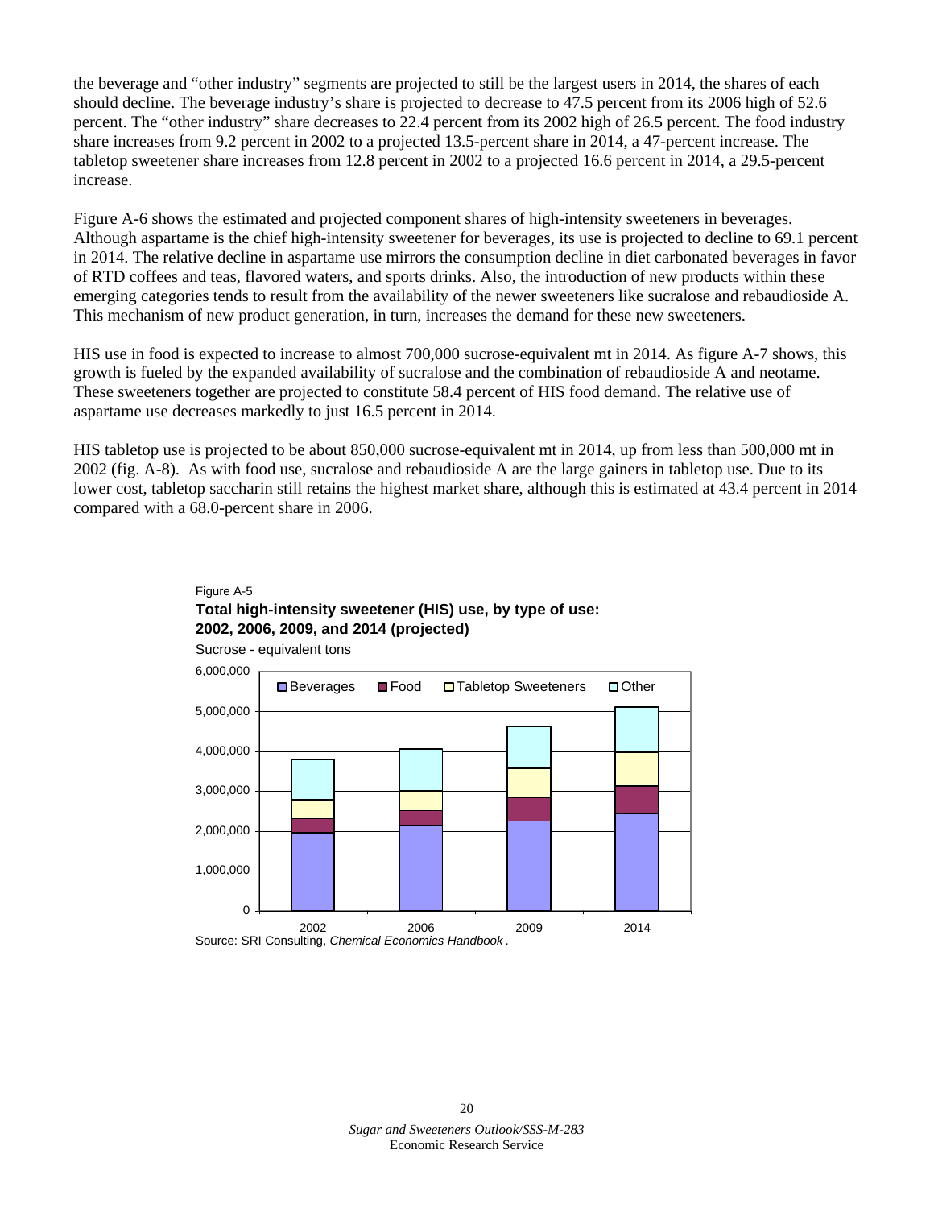the beverage and "other industry" segments are projected to still be the largest users in 2014, the shares of each should decline. The beverage industry's share is projected to decrease to 47.5 percent from its 2006 high of 52.6 percent. The "other industry" share decreases to 22.4 percent from its 2002 high of 26.5 percent. The food industry share increases from 9.2 percent in 2002 to a projected 13.5-percent share in 2014, a 47-percent increase. The tabletop sweetener share increases from 12.8 percent in 2002 to a projected 16.6 percent in 2014, a 29.5-percent increase.

Figure A-6 shows the estimated and projected component shares of high-intensity sweeteners in beverages. Although aspartame is the chief high-intensity sweetener for beverages, its use is projected to decline to 69.1 percent in 2014. The relative decline in aspartame use mirrors the consumption decline in diet carbonated beverages in favor of RTD coffees and teas, flavored waters, and sports drinks. Also, the introduction of new products within these emerging categories tends to result from the availability of the newer sweeteners like sucralose and rebaudioside A. This mechanism of new product generation, in turn, increases the demand for these new sweeteners.

HIS use in food is expected to increase to almost 700,000 sucrose-equivalent mt in 2014. As figure A-7 shows, this growth is fueled by the expanded availability of sucralose and the combination of rebaudioside A and neotame. These sweeteners together are projected to constitute 58.4 percent of HIS food demand. The relative use of aspartame use decreases markedly to just 16.5 percent in 2014.

HIS tabletop use is projected to be about 850,000 sucrose-equivalent mt in 2014, up from less than 500,000 mt in 2002 (fig. A-8). As with food use, sucralose and rebaudioside A are the large gainers in tabletop use. Due to its lower cost, tabletop saccharin still retains the highest market share, although this is estimated at 43.4 percent in 2014 compared with a 68.0-percent share in 2006.

Figure A-5

**Total high-intensity sweetener (HIS) use, by type of use: 2002, 2006, 2009, and 2014 (projected)**

Sucrose - equivalent tons

6,000,000
5,000,000
4,000,000
3,000,000
2,000,000
1,000,000
0

Beverages
Food
Tabletop Sweeteners
Other

2002
2006
2009
2014

Source: SRI Consulting, *Chemical Economics Handbook*.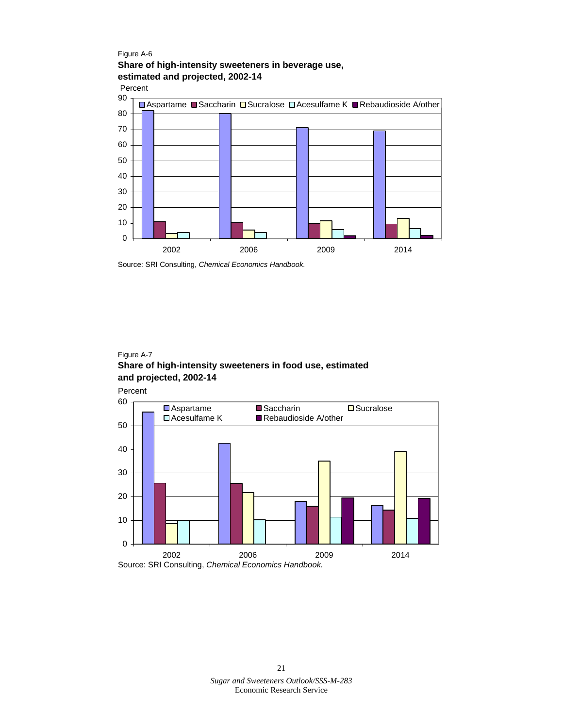Figure A-6

**Share of high-intensity sweeteners in beverage use, estimated and projected, 2002-14**

Percent

90
80
70
60
50
40
30
20
10
0

Aspartame
Saccharin
Sucralose
Acesulfame K
Rebaudioside A/other

2002
2006
2009
2014

Source: SRI Consulting, *Chemical Economics Handbook.*

Figure A-7

**Share of high-intensity sweeteners in food use, estimated and projected, 2002-14**

Percent

60
50
40
30
20
10
0

Aspartame
Saccharin
Sucralose
Acesulfame K
Rebaudioside A/other

2002
2006
2009
2014

Source: SRI Consulting, *Chemical Economics Handbook.*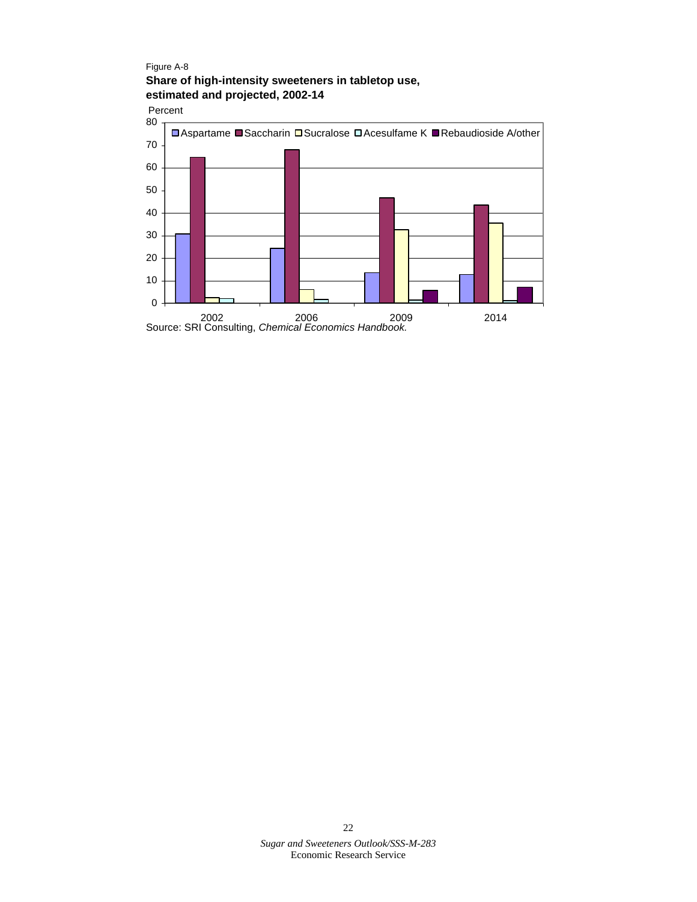Figure A-8

**Share of high-intensity sweeteners in tabletop use, estimated and projected, 2002-14**

Percent

80
70
60
50
40
30
20
10
0

Aspartame
Saccharin
Sucralose
Acesulfame K
Rebaudioside A/other

2002
2006
2009
2014

Source: SRI Consulting, *Chemical Economics Handbook.*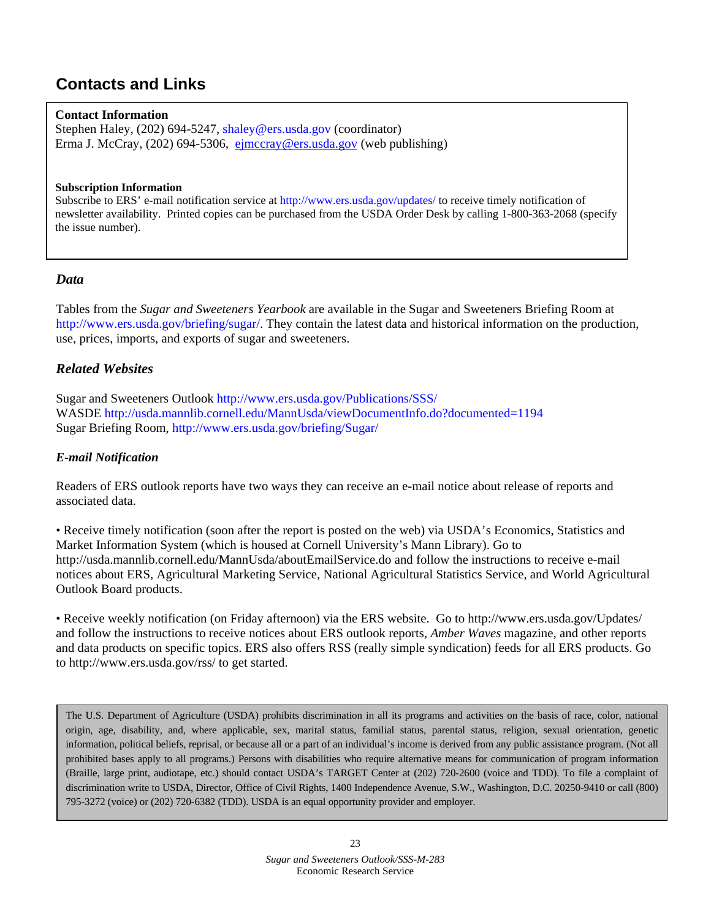## Contacts and Links

**Contact Information**
Stephen Haley, (202) 694-5247, shaley@ers.usda.gov (coordinator)
Erma J. McCray, (202) 694-5306, ejmccray@ers.usda.gov (web publishing)

**Subscription Information**
Subscribe to ERS' e-mail notification service at http://www.ers.usda.gov/updates/ to receive timely notification of newsletter availability. Printed copies can be purchased from the USDA Order Desk by calling 1-800-363-2068 (specify the issue number).

### *Data*

Tables from the *Sugar and Sweeteners Yearbook* are available in the Sugar and Sweeteners Briefing Room at http://www.ers.usda.gov/briefing/sugar/. They contain the latest data and historical information on the production, use, prices, imports, and exports of sugar and sweeteners.

### *Related Websites*

Sugar and Sweeteners Outlook http://www.ers.usda.gov/Publications/SSS/
WASDE http://usda.mannlib.cornell.edu/MannUsda/viewDocumentInfo.do?documented=1194
Sugar Briefing Room, http://www.ers.usda.gov/briefing/Sugar/

### *E-mail Notification*

Readers of ERS outlook reports have two ways they can receive an e-mail notice about release of reports and associated data.

• Receive timely notification (soon after the report is posted on the web) via USDA's Economics, Statistics and Market Information System (which is housed at Cornell University's Mann Library). Go to http://usda.mannlib.cornell.edu/MannUsda/aboutEmailService.do and follow the instructions to receive e-mail notices about ERS, Agricultural Marketing Service, National Agricultural Statistics Service, and World Agricultural Outlook Board products.

• Receive weekly notification (on Friday afternoon) via the ERS website. Go to http://www.ers.usda.gov/Updates/ and follow the instructions to receive notices about ERS outlook reports, *Amber Waves* magazine, and other reports and data products on specific topics. ERS also offers RSS (really simple syndication) feeds for all ERS products. Go to http://www.ers.usda.gov/rss/ to get started.

The U.S. Department of Agriculture (USDA) prohibits discrimination in all its programs and activities on the basis of race, color, national origin, age, disability, and, where applicable, sex, marital status, familial status, parental status, religion, sexual orientation, genetic information, political beliefs, reprisal, or because all or a part of an individual's income is derived from any public assistance program. (Not all prohibited bases apply to all programs.) Persons with disabilities who require alternative means for communication of program information (Braille, large print, audiotape, etc.) should contact USDA's TARGET Center at (202) 720-2600 (voice and TDD). To file a complaint of discrimination write to USDA, Director, Office of Civil Rights, 1400 Independence Avenue, S.W., Washington, D.C. 20250-9410 or call (800) 795-3272 (voice) or (202) 720-6382 (TDD). USDA is an equal opportunity provider and employer.